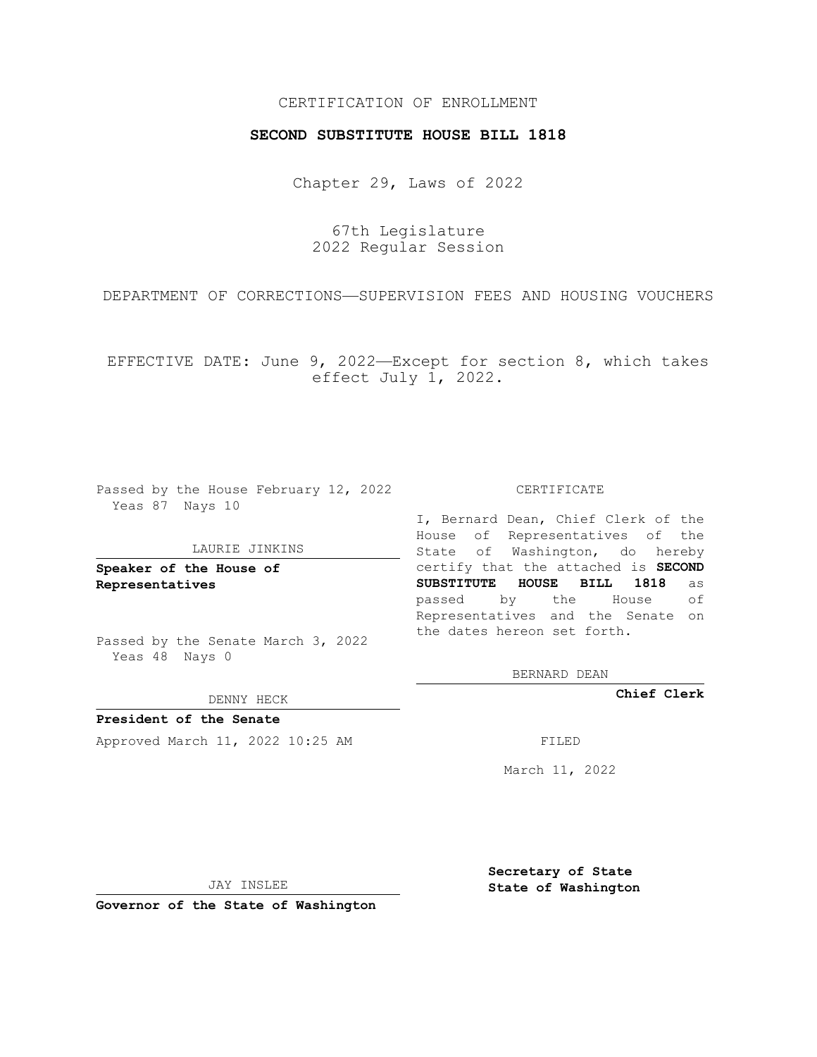CERTIFICATION OF ENROLLMENT

# SECOND SUBSTITUTE HOUSE BILL 1818

Chapter 29, Laws of 2022

67th Legislature
2022 Regular Session

DEPARTMENT OF CORRECTIONS—SUPERVISION FEES AND HOUSING VOUCHERS

EFFECTIVE DATE: June 9, 2022—Except for section 8, which takes effect July 1, 2022.

Passed by the House February 12, 2022
Yeas 87 Nays 10

LAURIE JINKINS

**Speaker of the House of Representatives**

Passed by the Senate March 3, 2022
Yeas 48 Nays 0

DENNY HECK

**President of the Senate**

Approved March 11, 2022 10:25 AM

JAY INSLEE

**Governor of the State of Washington**

CERTIFICATE

I, Bernard Dean, Chief Clerk of the House of Representatives of the State of Washington, do hereby certify that the attached is **SECOND SUBSTITUTE HOUSE BILL 1818** as passed by the House of Representatives and the Senate on the dates hereon set forth.

BERNARD DEAN

**Chief Clerk**

FILED

March 11, 2022

**Secretary of State**
**State of Washington**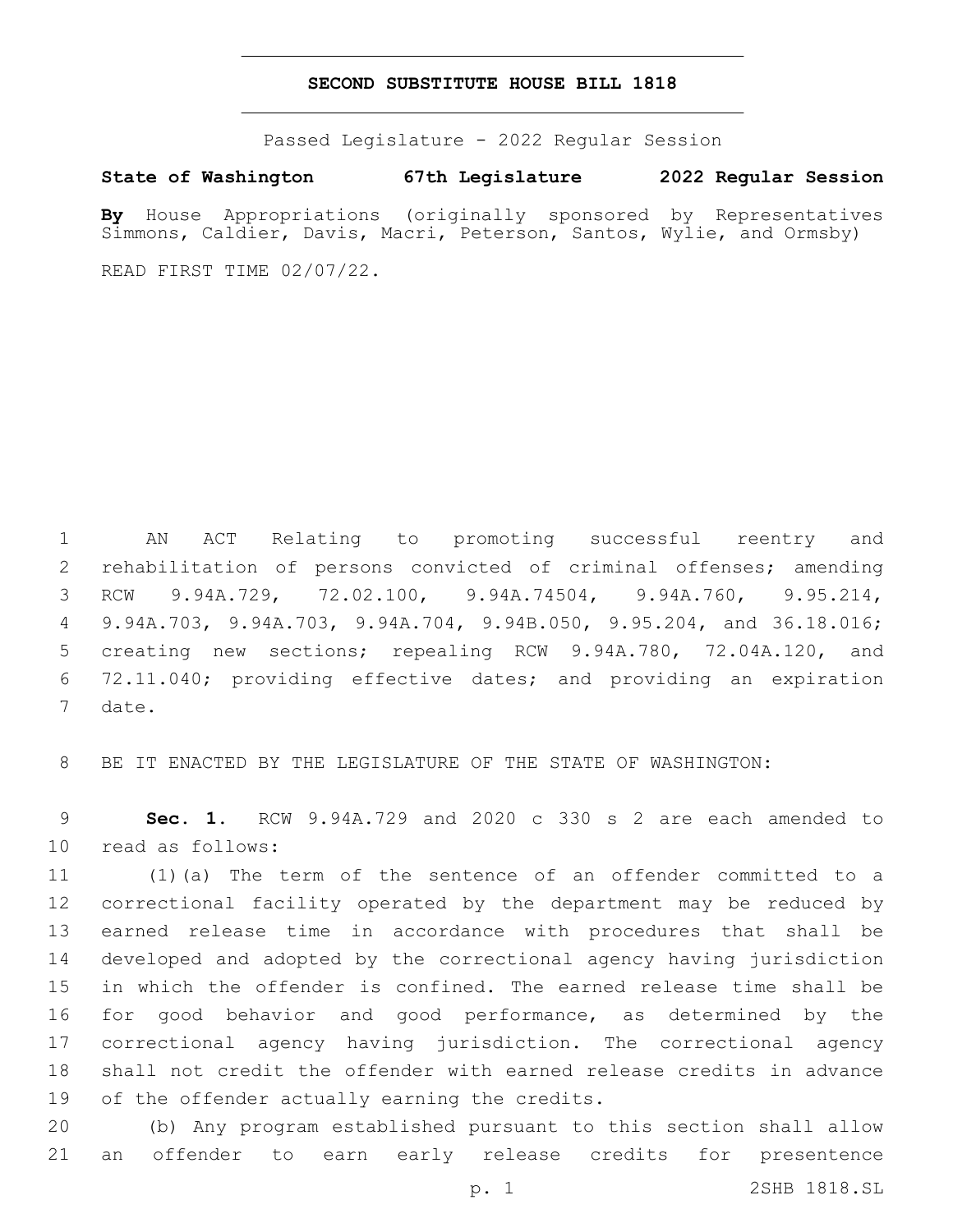# SECOND SUBSTITUTE HOUSE BILL 1818

Passed Legislature - 2022 Regular Session

**State of Washington 67th Legislature 2022 Regular Session**

**By** House Appropriations (originally sponsored by Representatives Simmons, Caldier, Davis, Macri, Peterson, Santos, Wylie, and Ormsby)

READ FIRST TIME 02/07/22.

AN ACT Relating to promoting successful reentry and rehabilitation of persons convicted of criminal offenses; amending RCW 9.94A.729, 72.02.100, 9.94A.74504, 9.94A.760, 9.95.214, 9.94A.703, 9.94A.703, 9.94A.704, 9.94B.050, 9.95.204, and 36.18.016; creating new sections; repealing RCW 9.94A.780, 72.04A.120, and 72.11.040; providing effective dates; and providing an expiration date.

BE IT ENACTED BY THE LEGISLATURE OF THE STATE OF WASHINGTON:

**Sec. 1.** RCW 9.94A.729 and 2020 c 330 s 2 are each amended to read as follows:

(1)(a) The term of the sentence of an offender committed to a correctional facility operated by the department may be reduced by earned release time in accordance with procedures that shall be developed and adopted by the correctional agency having jurisdiction in which the offender is confined. The earned release time shall be for good behavior and good performance, as determined by the correctional agency having jurisdiction. The correctional agency shall not credit the offender with earned release credits in advance of the offender actually earning the credits.

(b) Any program established pursuant to this section shall allow an offender to earn early release credits for presentence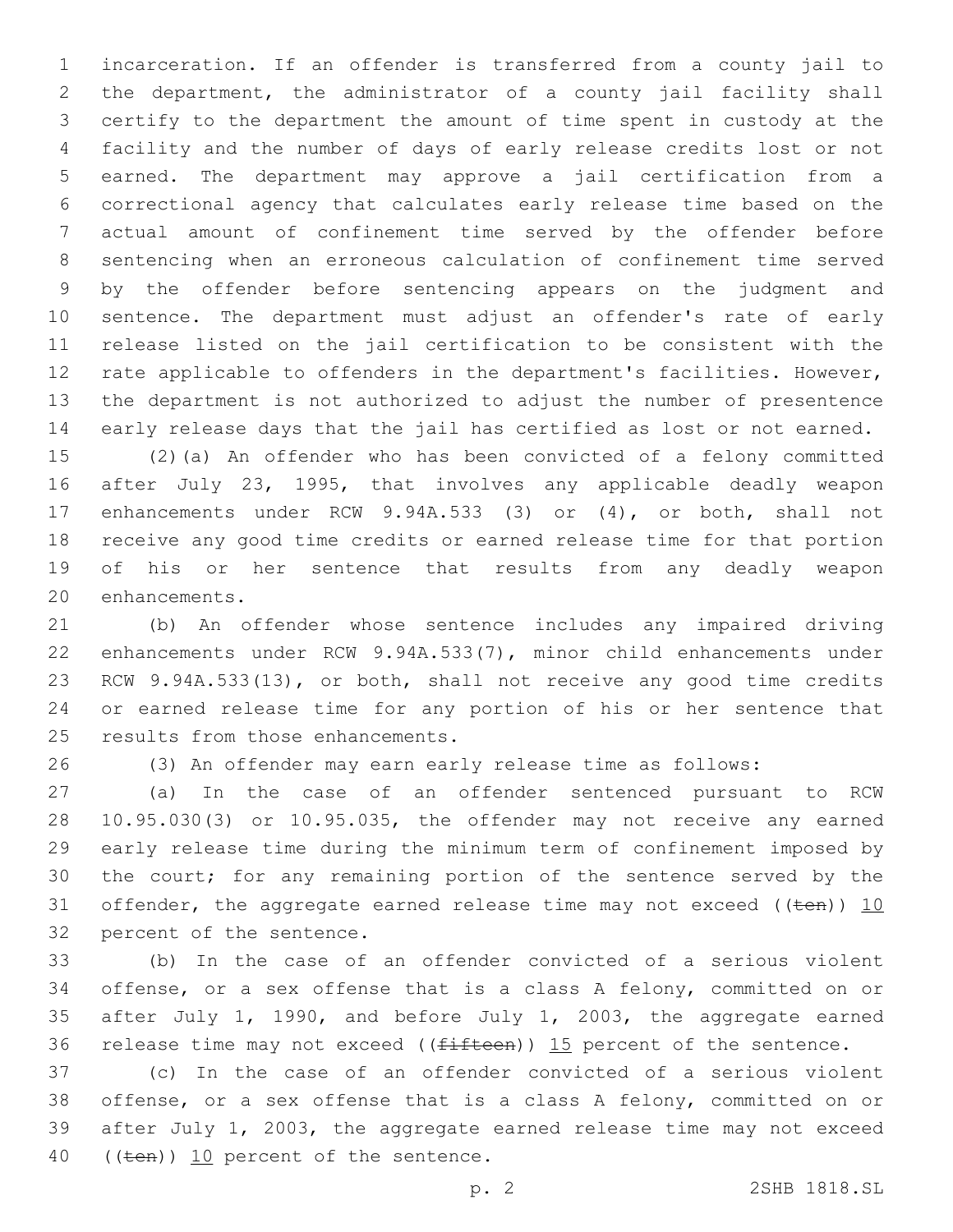incarceration. If an offender is transferred from a county jail to the department, the administrator of a county jail facility shall certify to the department the amount of time spent in custody at the facility and the number of days of early release credits lost or not earned. The department may approve a jail certification from a correctional agency that calculates early release time based on the actual amount of confinement time served by the offender before sentencing when an erroneous calculation of confinement time served by the offender before sentencing appears on the judgment and sentence. The department must adjust an offender's rate of early release listed on the jail certification to be consistent with the rate applicable to offenders in the department's facilities. However, the department is not authorized to adjust the number of presentence early release days that the jail has certified as lost or not earned.

(2)(a) An offender who has been convicted of a felony committed after July 23, 1995, that involves any applicable deadly weapon enhancements under RCW 9.94A.533 (3) or (4), or both, shall not receive any good time credits or earned release time for that portion of his or her sentence that results from any deadly weapon enhancements.

(b) An offender whose sentence includes any impaired driving enhancements under RCW 9.94A.533(7), minor child enhancements under RCW 9.94A.533(13), or both, shall not receive any good time credits or earned release time for any portion of his or her sentence that results from those enhancements.

(3) An offender may earn early release time as follows:

(a) In the case of an offender sentenced pursuant to RCW 10.95.030(3) or 10.95.035, the offender may not receive any earned early release time during the minimum term of confinement imposed by the court; for any remaining portion of the sentence served by the offender, the aggregate earned release time may not exceed ((~~ten~~)) <u>10</u> percent of the sentence.

(b) In the case of an offender convicted of a serious violent offense, or a sex offense that is a class A felony, committed on or after July 1, 1990, and before July 1, 2003, the aggregate earned release time may not exceed ((~~fifteen~~)) <u>15</u> percent of the sentence.

(c) In the case of an offender convicted of a serious violent offense, or a sex offense that is a class A felony, committed on or after July 1, 2003, the aggregate earned release time may not exceed ((~~ten~~)) <u>10</u> percent of the sentence.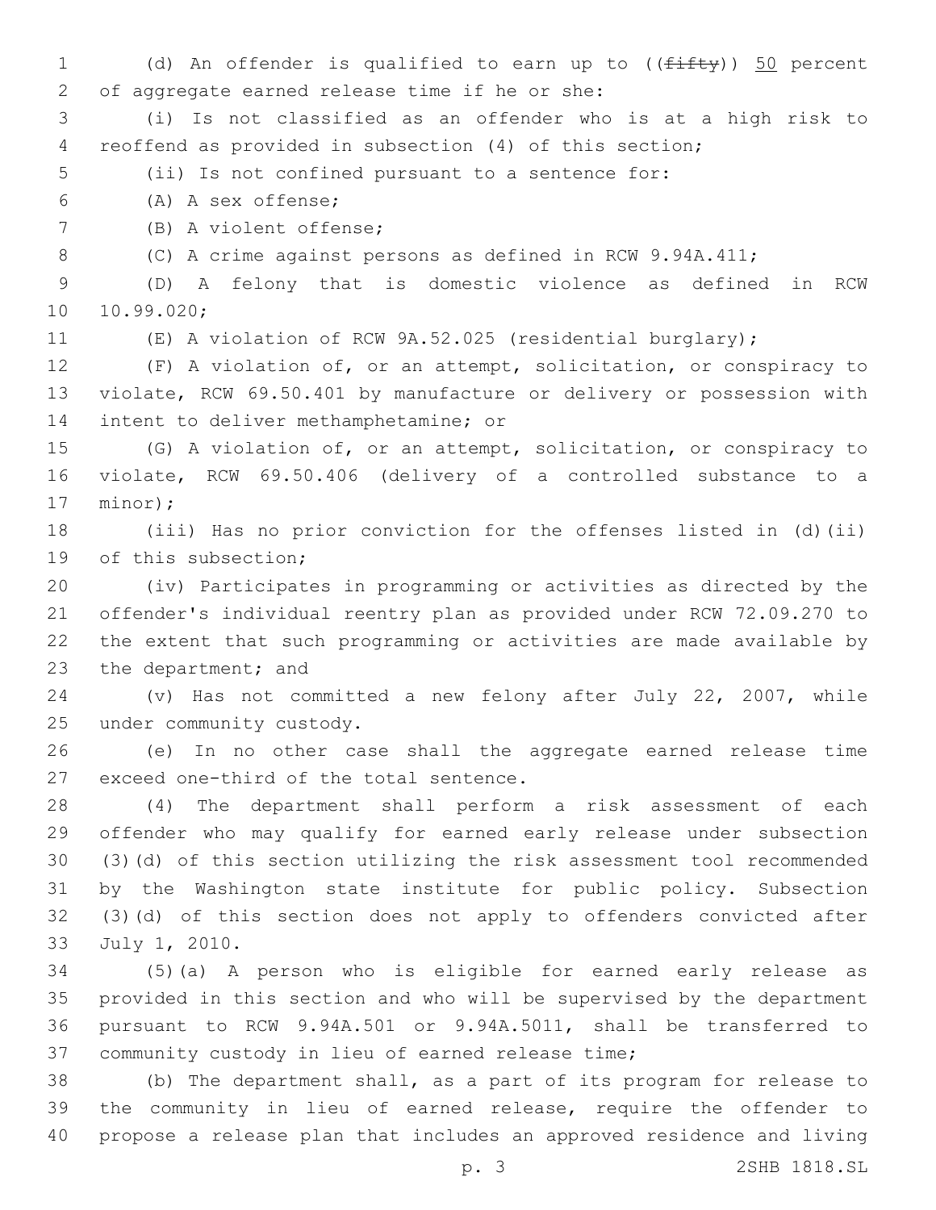(d) An offender is qualified to earn up to ((~~fifty~~)) <u>50</u> percent of aggregate earned release time if he or she:

(i) Is not classified as an offender who is at a high risk to reoffend as provided in subsection (4) of this section;

(ii) Is not confined pursuant to a sentence for:

(A) A sex offense;

(B) A violent offense;

(C) A crime against persons as defined in RCW 9.94A.411;

(D) A felony that is domestic violence as defined in RCW 10.99.020;

(E) A violation of RCW 9A.52.025 (residential burglary);

(F) A violation of, or an attempt, solicitation, or conspiracy to violate, RCW 69.50.401 by manufacture or delivery or possession with intent to deliver methamphetamine; or

(G) A violation of, or an attempt, solicitation, or conspiracy to violate, RCW 69.50.406 (delivery of a controlled substance to a minor);

(iii) Has no prior conviction for the offenses listed in (d)(ii) of this subsection;

(iv) Participates in programming or activities as directed by the offender's individual reentry plan as provided under RCW 72.09.270 to the extent that such programming or activities are made available by the department; and

(v) Has not committed a new felony after July 22, 2007, while under community custody.

(e) In no other case shall the aggregate earned release time exceed one-third of the total sentence.

(4) The department shall perform a risk assessment of each offender who may qualify for earned early release under subsection (3)(d) of this section utilizing the risk assessment tool recommended by the Washington state institute for public policy. Subsection (3)(d) of this section does not apply to offenders convicted after July 1, 2010.

(5)(a) A person who is eligible for earned early release as provided in this section and who will be supervised by the department pursuant to RCW 9.94A.501 or 9.94A.5011, shall be transferred to community custody in lieu of earned release time;

(b) The department shall, as a part of its program for release to the community in lieu of earned release, require the offender to propose a release plan that includes an approved residence and living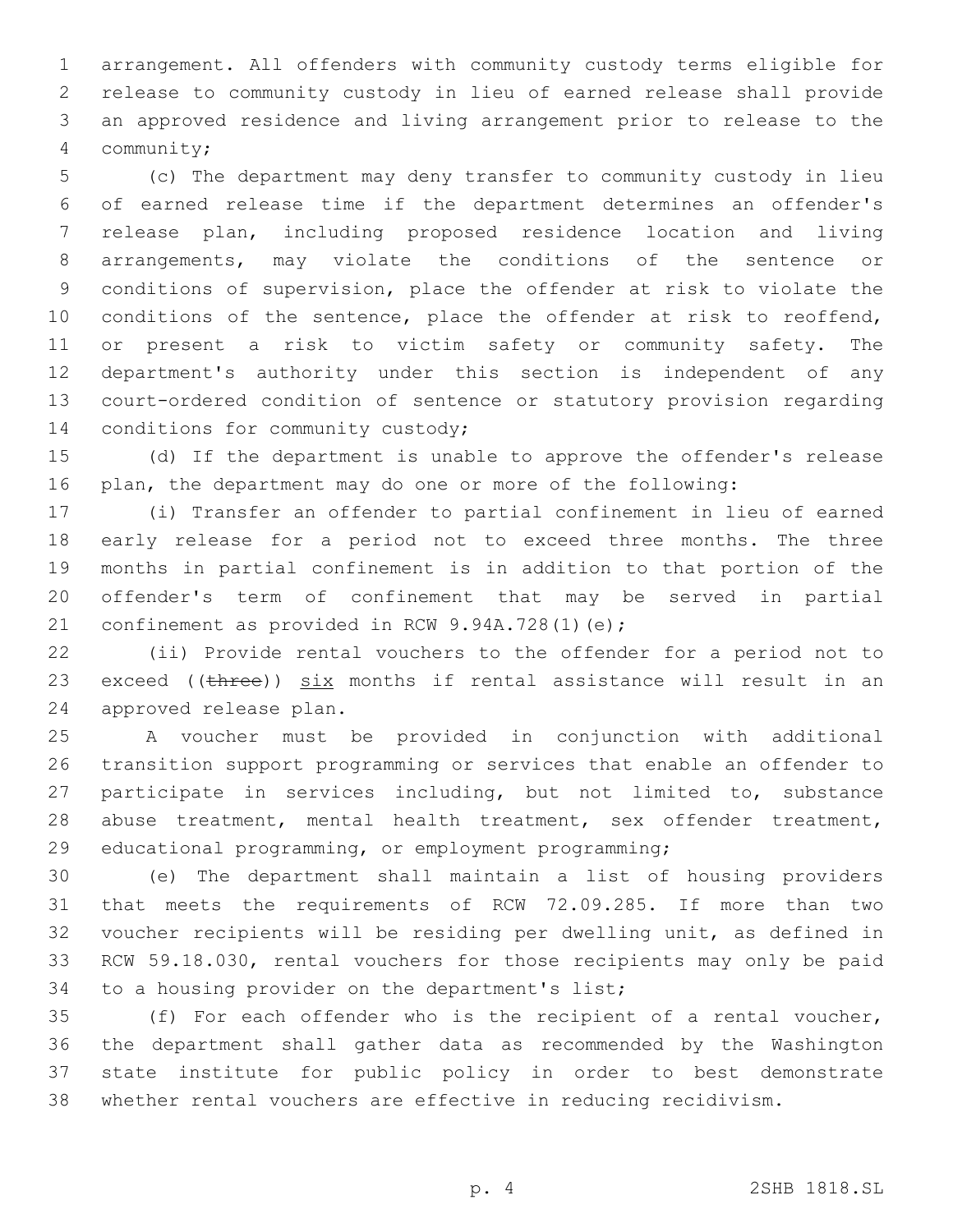arrangement. All offenders with community custody terms eligible for release to community custody in lieu of earned release shall provide an approved residence and living arrangement prior to release to the community;

(c) The department may deny transfer to community custody in lieu of earned release time if the department determines an offender's release plan, including proposed residence location and living arrangements, may violate the conditions of the sentence or conditions of supervision, place the offender at risk to violate the conditions of the sentence, place the offender at risk to reoffend, or present a risk to victim safety or community safety. The department's authority under this section is independent of any court-ordered condition of sentence or statutory provision regarding conditions for community custody;

(d) If the department is unable to approve the offender's release plan, the department may do one or more of the following:

(i) Transfer an offender to partial confinement in lieu of earned early release for a period not to exceed three months. The three months in partial confinement is in addition to that portion of the offender's term of confinement that may be served in partial confinement as provided in RCW 9.94A.728(1)(e);

(ii) Provide rental vouchers to the offender for a period not to exceed ((~~three~~)) <u>six</u> months if rental assistance will result in an approved release plan.

A voucher must be provided in conjunction with additional transition support programming or services that enable an offender to participate in services including, but not limited to, substance abuse treatment, mental health treatment, sex offender treatment, educational programming, or employment programming;

(e) The department shall maintain a list of housing providers that meets the requirements of RCW 72.09.285. If more than two voucher recipients will be residing per dwelling unit, as defined in RCW 59.18.030, rental vouchers for those recipients may only be paid to a housing provider on the department's list;

(f) For each offender who is the recipient of a rental voucher, the department shall gather data as recommended by the Washington state institute for public policy in order to best demonstrate whether rental vouchers are effective in reducing recidivism.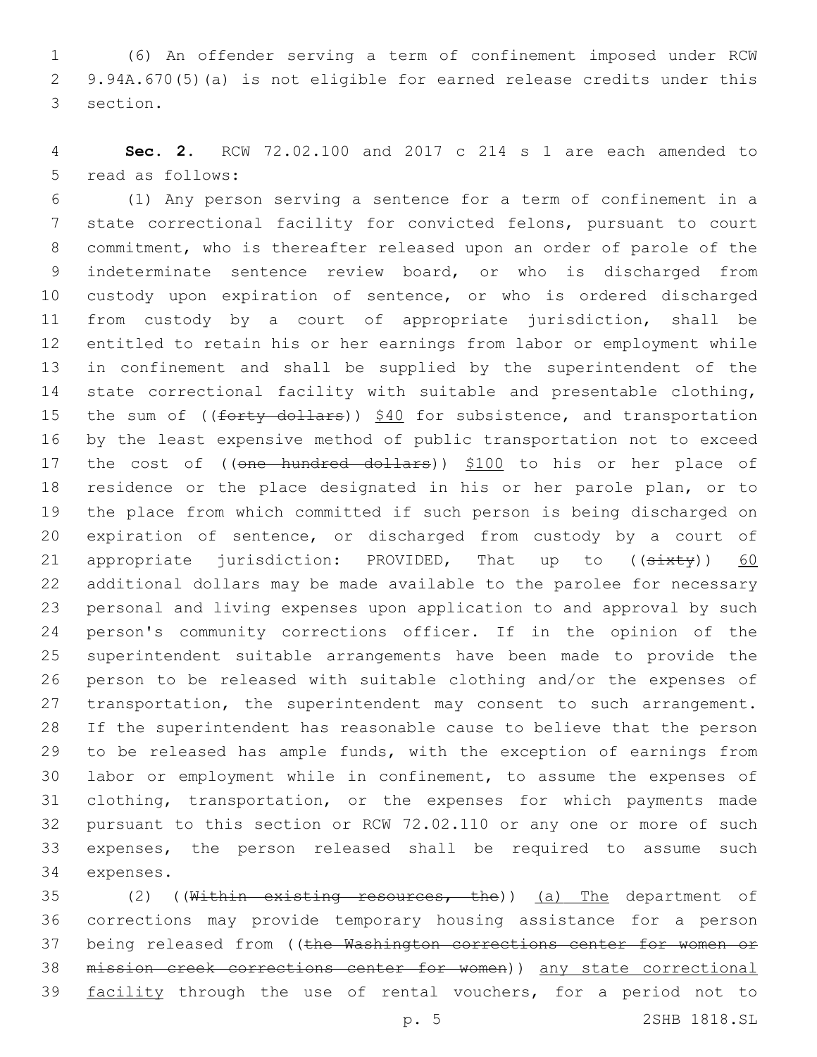(6) An offender serving a term of confinement imposed under RCW 9.94A.670(5)(a) is not eligible for earned release credits under this section.

**Sec. 2.** RCW 72.02.100 and 2017 c 214 s 1 are each amended to read as follows:

(1) Any person serving a sentence for a term of confinement in a state correctional facility for convicted felons, pursuant to court commitment, who is thereafter released upon an order of parole of the indeterminate sentence review board, or who is discharged from custody upon expiration of sentence, or who is ordered discharged from custody by a court of appropriate jurisdiction, shall be entitled to retain his or her earnings from labor or employment while in confinement and shall be supplied by the superintendent of the state correctional facility with suitable and presentable clothing, the sum of ((~~forty dollars~~)) $40 for subsistence, and transportation by the least expensive method of public transportation not to exceed the cost of ((~~one hundred dollars~~)) $100 to his or her place of residence or the place designated in his or her parole plan, or to the place from which committed if such person is being discharged on expiration of sentence, or discharged from custody by a court of appropriate jurisdiction: PROVIDED, That up to ((~~sixty~~)) 60 additional dollars may be made available to the parolee for necessary personal and living expenses upon application to and approval by such person's community corrections officer. If in the opinion of the superintendent suitable arrangements have been made to provide the person to be released with suitable clothing and/or the expenses of transportation, the superintendent may consent to such arrangement. If the superintendent has reasonable cause to believe that the person to be released has ample funds, with the exception of earnings from labor or employment while in confinement, to assume the expenses of clothing, transportation, or the expenses for which payments made pursuant to this section or RCW 72.02.110 or any one or more of such expenses, the person released shall be required to assume such expenses.

(2) ((~~Within existing resources, the~~)) (a) The department of corrections may provide temporary housing assistance for a person being released from ((~~the Washington corrections center for women or mission creek corrections center for women~~)) any state correctional facility through the use of rental vouchers, for a period not to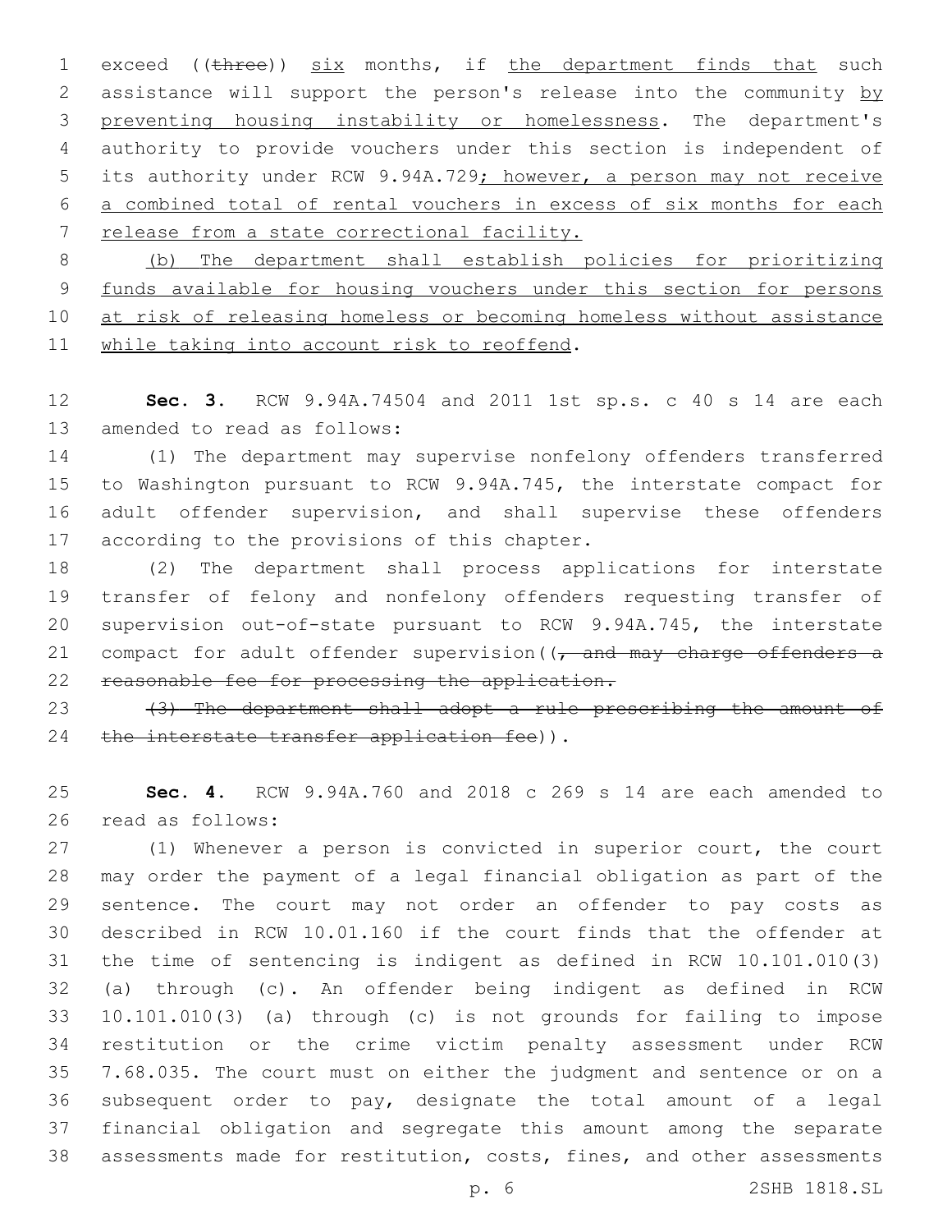exceed ((~~three~~)) <u>six</u> months, if <u>the department finds that</u> such assistance will support the person's release into the community <u>by preventing housing instability or homelessness</u>. The department's authority to provide vouchers under this section is independent of its authority under RCW 9.94A.729<u>; however, a person may not receive a combined total of rental vouchers in excess of six months for each release from a state correctional facility.</u>

<u>(b) The department shall establish policies for prioritizing funds available for housing vouchers under this section for persons at risk of releasing homeless or becoming homeless without assistance while taking into account risk to reoffend</u>.

**Sec. 3.** RCW 9.94A.74504 and 2011 1st sp.s. c 40 s 14 are each amended to read as follows:

(1) The department may supervise nonfelony offenders transferred to Washington pursuant to RCW 9.94A.745, the interstate compact for adult offender supervision, and shall supervise these offenders according to the provisions of this chapter.

(2) The department shall process applications for interstate transfer of felony and nonfelony offenders requesting transfer of supervision out-of-state pursuant to RCW 9.94A.745, the interstate compact for adult offender supervision((~~, and may charge offenders a reasonable fee for processing the application.~~

~~(3) The department shall adopt a rule prescribing the amount of the interstate transfer application fee~~)).

**Sec. 4.** RCW 9.94A.760 and 2018 c 269 s 14 are each amended to read as follows:

(1) Whenever a person is convicted in superior court, the court may order the payment of a legal financial obligation as part of the sentence. The court may not order an offender to pay costs as described in RCW 10.01.160 if the court finds that the offender at the time of sentencing is indigent as defined in RCW 10.101.010(3) (a) through (c). An offender being indigent as defined in RCW 10.101.010(3) (a) through (c) is not grounds for failing to impose restitution or the crime victim penalty assessment under RCW 7.68.035. The court must on either the judgment and sentence or on a subsequent order to pay, designate the total amount of a legal financial obligation and segregate this amount among the separate assessments made for restitution, costs, fines, and other assessments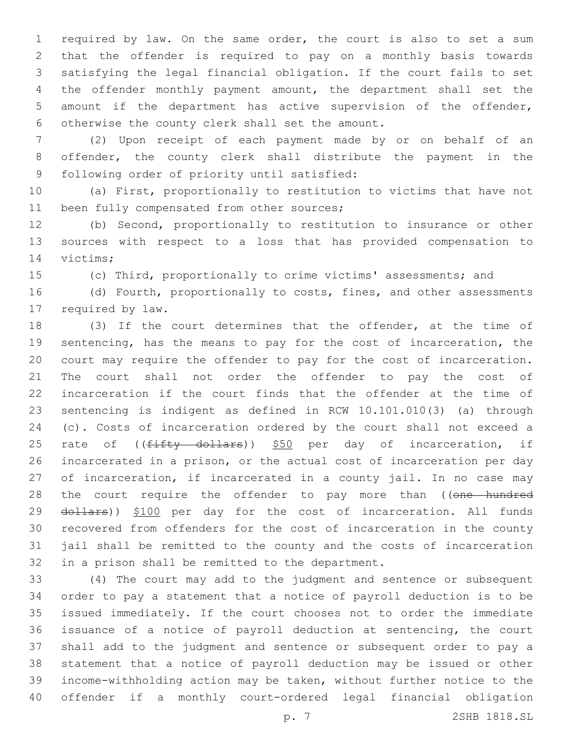required by law. On the same order, the court is also to set a sum that the offender is required to pay on a monthly basis towards satisfying the legal financial obligation. If the court fails to set the offender monthly payment amount, the department shall set the amount if the department has active supervision of the offender, otherwise the county clerk shall set the amount.

(2) Upon receipt of each payment made by or on behalf of an offender, the county clerk shall distribute the payment in the following order of priority until satisfied:

(a) First, proportionally to restitution to victims that have not been fully compensated from other sources;

(b) Second, proportionally to restitution to insurance or other sources with respect to a loss that has provided compensation to victims;

(c) Third, proportionally to crime victims' assessments; and

(d) Fourth, proportionally to costs, fines, and other assessments required by law.

(3) If the court determines that the offender, at the time of sentencing, has the means to pay for the cost of incarceration, the court may require the offender to pay for the cost of incarceration. The court shall not order the offender to pay the cost of incarceration if the court finds that the offender at the time of sentencing is indigent as defined in RCW 10.101.010(3) (a) through (c). Costs of incarceration ordered by the court shall not exceed a rate of ((~~fifty dollars~~)) $50 per day of incarceration, if incarcerated in a prison, or the actual cost of incarceration per day of incarceration, if incarcerated in a county jail. In no case may the court require the offender to pay more than ((~~one hundred dollars~~)) $100 per day for the cost of incarceration. All funds recovered from offenders for the cost of incarceration in the county jail shall be remitted to the county and the costs of incarceration in a prison shall be remitted to the department.

(4) The court may add to the judgment and sentence or subsequent order to pay a statement that a notice of payroll deduction is to be issued immediately. If the court chooses not to order the immediate issuance of a notice of payroll deduction at sentencing, the court shall add to the judgment and sentence or subsequent order to pay a statement that a notice of payroll deduction may be issued or other income-withholding action may be taken, without further notice to the offender if a monthly court-ordered legal financial obligation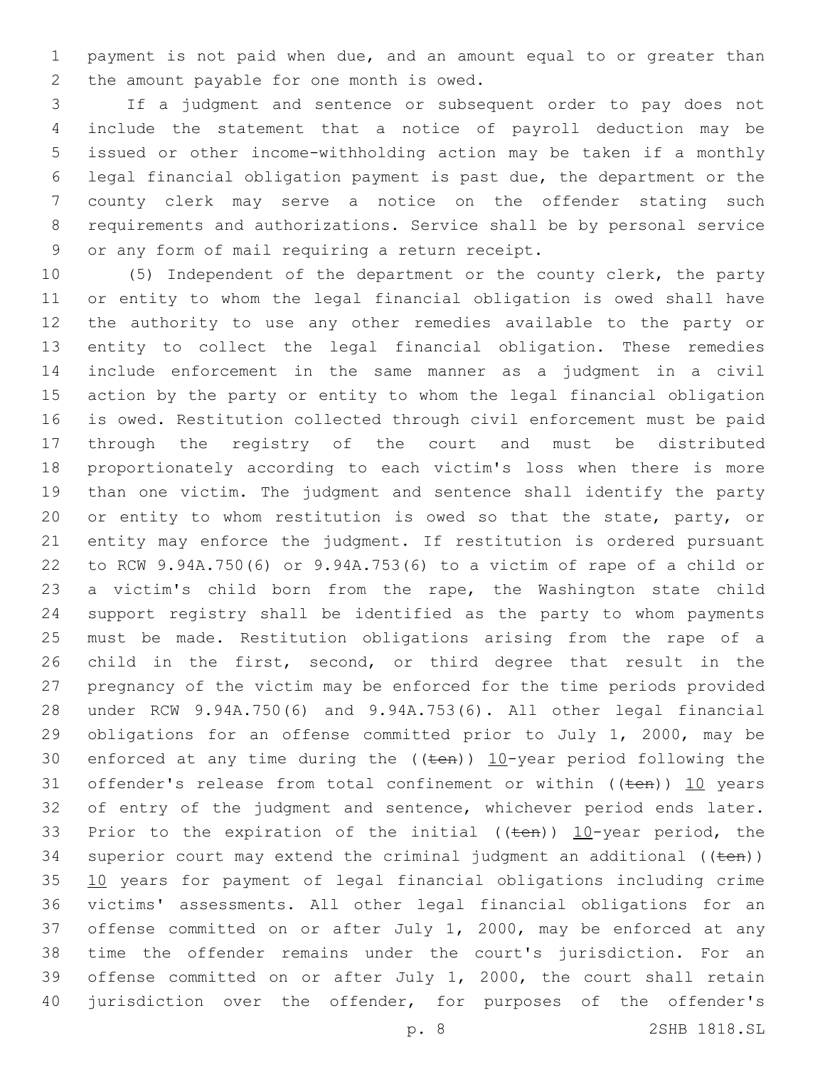payment is not paid when due, and an amount equal to or greater than the amount payable for one month is owed.

If a judgment and sentence or subsequent order to pay does not include the statement that a notice of payroll deduction may be issued or other income-withholding action may be taken if a monthly legal financial obligation payment is past due, the department or the county clerk may serve a notice on the offender stating such requirements and authorizations. Service shall be by personal service or any form of mail requiring a return receipt.

(5) Independent of the department or the county clerk, the party or entity to whom the legal financial obligation is owed shall have the authority to use any other remedies available to the party or entity to collect the legal financial obligation. These remedies include enforcement in the same manner as a judgment in a civil action by the party or entity to whom the legal financial obligation is owed. Restitution collected through civil enforcement must be paid through the registry of the court and must be distributed proportionately according to each victim's loss when there is more than one victim. The judgment and sentence shall identify the party or entity to whom restitution is owed so that the state, party, or entity may enforce the judgment. If restitution is ordered pursuant to RCW 9.94A.750(6) or 9.94A.753(6) to a victim of rape of a child or a victim's child born from the rape, the Washington state child support registry shall be identified as the party to whom payments must be made. Restitution obligations arising from the rape of a child in the first, second, or third degree that result in the pregnancy of the victim may be enforced for the time periods provided under RCW 9.94A.750(6) and 9.94A.753(6). All other legal financial obligations for an offense committed prior to July 1, 2000, may be enforced at any time during the ((~~ten~~)) <u>10</u>-year period following the offender's release from total confinement or within ((~~ten~~)) <u>10</u> years of entry of the judgment and sentence, whichever period ends later. Prior to the expiration of the initial ((~~ten~~)) <u>10</u>-year period, the superior court may extend the criminal judgment an additional ((~~ten~~)) <u>10</u> years for payment of legal financial obligations including crime victims' assessments. All other legal financial obligations for an offense committed on or after July 1, 2000, may be enforced at any time the offender remains under the court's jurisdiction. For an offense committed on or after July 1, 2000, the court shall retain jurisdiction over the offender, for purposes of the offender's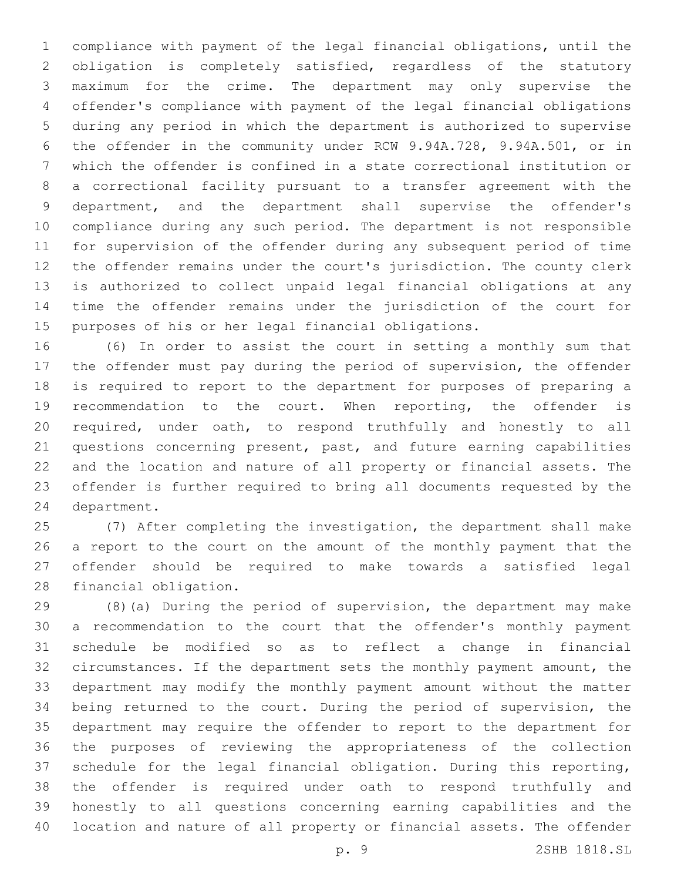compliance with payment of the legal financial obligations, until the obligation is completely satisfied, regardless of the statutory maximum for the crime. The department may only supervise the offender's compliance with payment of the legal financial obligations during any period in which the department is authorized to supervise the offender in the community under RCW 9.94A.728, 9.94A.501, or in which the offender is confined in a state correctional institution or a correctional facility pursuant to a transfer agreement with the department, and the department shall supervise the offender's compliance during any such period. The department is not responsible for supervision of the offender during any subsequent period of time the offender remains under the court's jurisdiction. The county clerk is authorized to collect unpaid legal financial obligations at any time the offender remains under the jurisdiction of the court for purposes of his or her legal financial obligations.

(6) In order to assist the court in setting a monthly sum that the offender must pay during the period of supervision, the offender is required to report to the department for purposes of preparing a recommendation to the court. When reporting, the offender is required, under oath, to respond truthfully and honestly to all questions concerning present, past, and future earning capabilities and the location and nature of all property or financial assets. The offender is further required to bring all documents requested by the department.

(7) After completing the investigation, the department shall make a report to the court on the amount of the monthly payment that the offender should be required to make towards a satisfied legal financial obligation.

(8)(a) During the period of supervision, the department may make a recommendation to the court that the offender's monthly payment schedule be modified so as to reflect a change in financial circumstances. If the department sets the monthly payment amount, the department may modify the monthly payment amount without the matter being returned to the court. During the period of supervision, the department may require the offender to report to the department for the purposes of reviewing the appropriateness of the collection schedule for the legal financial obligation. During this reporting, the offender is required under oath to respond truthfully and honestly to all questions concerning earning capabilities and the location and nature of all property or financial assets. The offender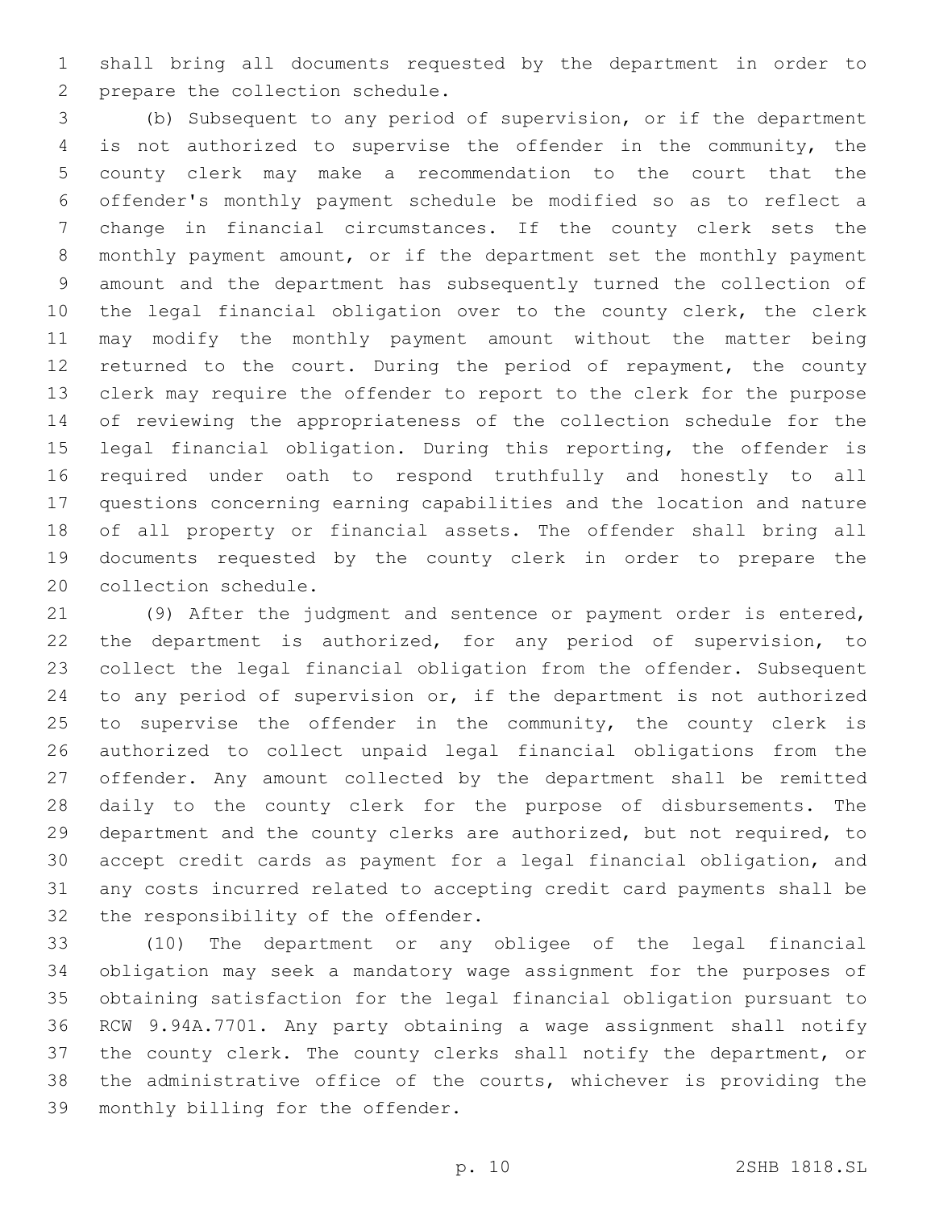shall bring all documents requested by the department in order to prepare the collection schedule.

(b) Subsequent to any period of supervision, or if the department is not authorized to supervise the offender in the community, the county clerk may make a recommendation to the court that the offender's monthly payment schedule be modified so as to reflect a change in financial circumstances. If the county clerk sets the monthly payment amount, or if the department set the monthly payment amount and the department has subsequently turned the collection of the legal financial obligation over to the county clerk, the clerk may modify the monthly payment amount without the matter being returned to the court. During the period of repayment, the county clerk may require the offender to report to the clerk for the purpose of reviewing the appropriateness of the collection schedule for the legal financial obligation. During this reporting, the offender is required under oath to respond truthfully and honestly to all questions concerning earning capabilities and the location and nature of all property or financial assets. The offender shall bring all documents requested by the county clerk in order to prepare the collection schedule.

(9) After the judgment and sentence or payment order is entered, the department is authorized, for any period of supervision, to collect the legal financial obligation from the offender. Subsequent to any period of supervision or, if the department is not authorized to supervise the offender in the community, the county clerk is authorized to collect unpaid legal financial obligations from the offender. Any amount collected by the department shall be remitted daily to the county clerk for the purpose of disbursements. The department and the county clerks are authorized, but not required, to accept credit cards as payment for a legal financial obligation, and any costs incurred related to accepting credit card payments shall be the responsibility of the offender.

(10) The department or any obligee of the legal financial obligation may seek a mandatory wage assignment for the purposes of obtaining satisfaction for the legal financial obligation pursuant to RCW 9.94A.7701. Any party obtaining a wage assignment shall notify the county clerk. The county clerks shall notify the department, or the administrative office of the courts, whichever is providing the monthly billing for the offender.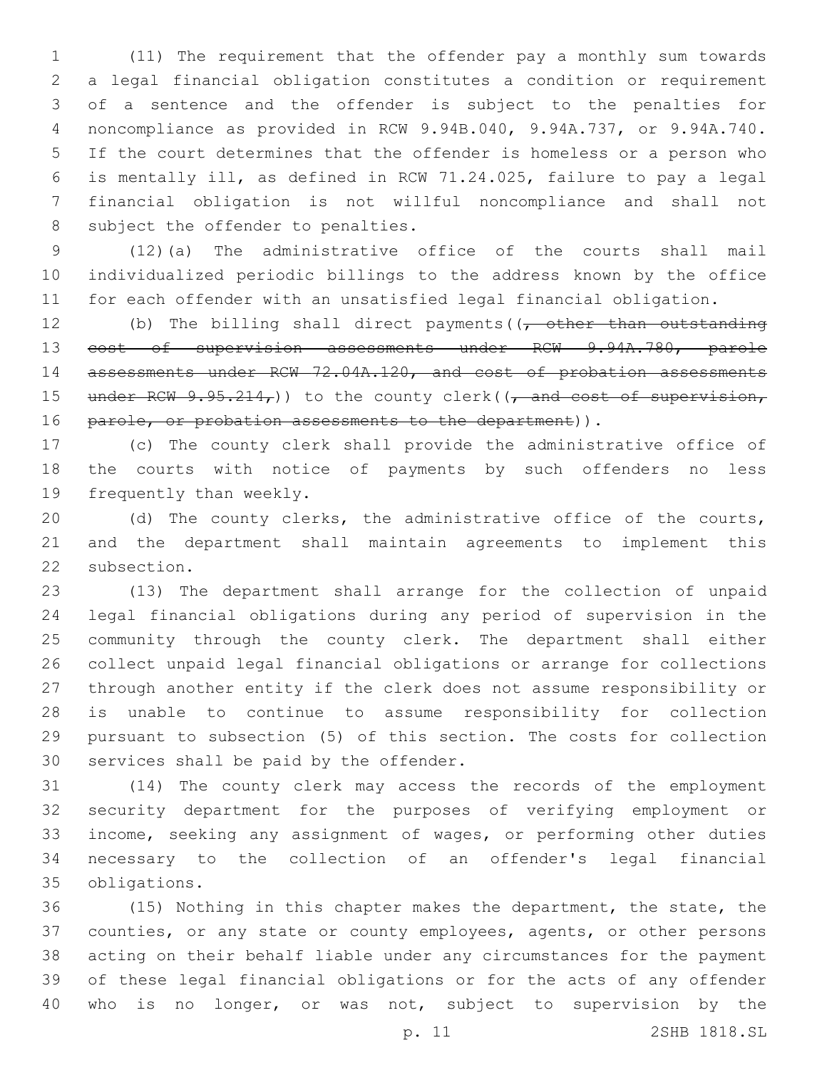(11) The requirement that the offender pay a monthly sum towards a legal financial obligation constitutes a condition or requirement of a sentence and the offender is subject to the penalties for noncompliance as provided in RCW 9.94B.040, 9.94A.737, or 9.94A.740. If the court determines that the offender is homeless or a person who is mentally ill, as defined in RCW 71.24.025, failure to pay a legal financial obligation is not willful noncompliance and shall not subject the offender to penalties.

(12)(a) The administrative office of the courts shall mail individualized periodic billings to the address known by the office for each offender with an unsatisfied legal financial obligation.

(b) The billing shall direct payments((~~, other than outstanding cost of supervision assessments under RCW 9.94A.780, parole assessments under RCW 72.04A.120, and cost of probation assessments under RCW 9.95.214,~~)) to the county clerk((~~, and cost of supervision, parole, or probation assessments to the department~~)).

(c) The county clerk shall provide the administrative office of the courts with notice of payments by such offenders no less frequently than weekly.

(d) The county clerks, the administrative office of the courts, and the department shall maintain agreements to implement this subsection.

(13) The department shall arrange for the collection of unpaid legal financial obligations during any period of supervision in the community through the county clerk. The department shall either collect unpaid legal financial obligations or arrange for collections through another entity if the clerk does not assume responsibility or is unable to continue to assume responsibility for collection pursuant to subsection (5) of this section. The costs for collection services shall be paid by the offender.

(14) The county clerk may access the records of the employment security department for the purposes of verifying employment or income, seeking any assignment of wages, or performing other duties necessary to the collection of an offender's legal financial obligations.

(15) Nothing in this chapter makes the department, the state, the counties, or any state or county employees, agents, or other persons acting on their behalf liable under any circumstances for the payment of these legal financial obligations or for the acts of any offender who is no longer, or was not, subject to supervision by the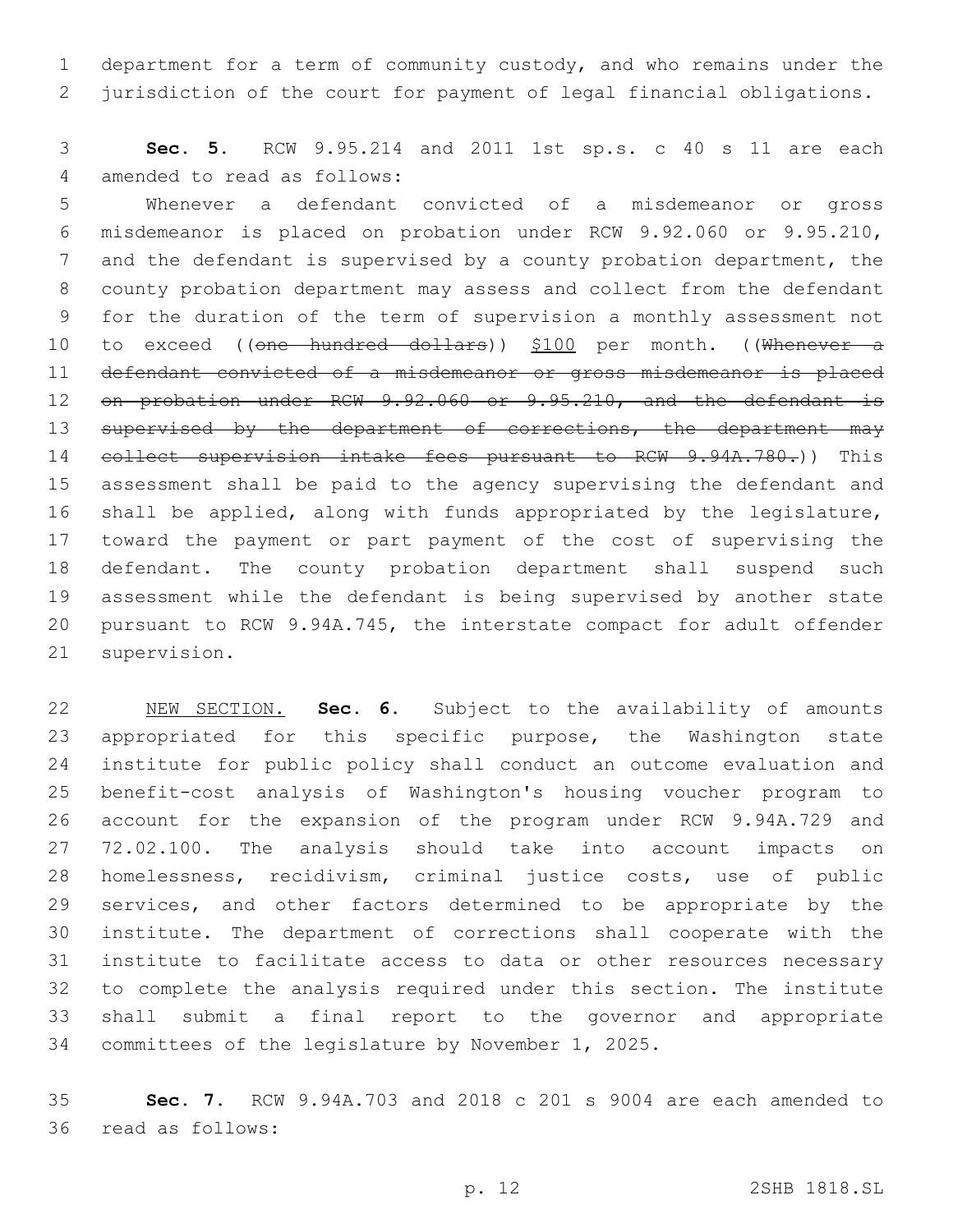department for a term of community custody, and who remains under the jurisdiction of the court for payment of legal financial obligations.

**Sec. 5.** RCW 9.95.214 and 2011 1st sp.s. c 40 s 11 are each amended to read as follows:

Whenever a defendant convicted of a misdemeanor or gross misdemeanor is placed on probation under RCW 9.92.060 or 9.95.210, and the defendant is supervised by a county probation department, the county probation department may assess and collect from the defendant for the duration of the term of supervision a monthly assessment not to exceed ((~~one hundred dollars~~)) $100 per month. ((~~Whenever a defendant convicted of a misdemeanor or gross misdemeanor is placed on probation under RCW 9.92.060 or 9.95.210, and the defendant is supervised by the department of corrections, the department may collect supervision intake fees pursuant to RCW 9.94A.780.~~)) This assessment shall be paid to the agency supervising the defendant and shall be applied, along with funds appropriated by the legislature, toward the payment or part payment of the cost of supervising the defendant. The county probation department shall suspend such assessment while the defendant is being supervised by another state pursuant to RCW 9.94A.745, the interstate compact for adult offender supervision.

NEW SECTION. **Sec. 6.** Subject to the availability of amounts appropriated for this specific purpose, the Washington state institute for public policy shall conduct an outcome evaluation and benefit-cost analysis of Washington's housing voucher program to account for the expansion of the program under RCW 9.94A.729 and 72.02.100. The analysis should take into account impacts on homelessness, recidivism, criminal justice costs, use of public services, and other factors determined to be appropriate by the institute. The department of corrections shall cooperate with the institute to facilitate access to data or other resources necessary to complete the analysis required under this section. The institute shall submit a final report to the governor and appropriate committees of the legislature by November 1, 2025.

**Sec. 7.** RCW 9.94A.703 and 2018 c 201 s 9004 are each amended to read as follows: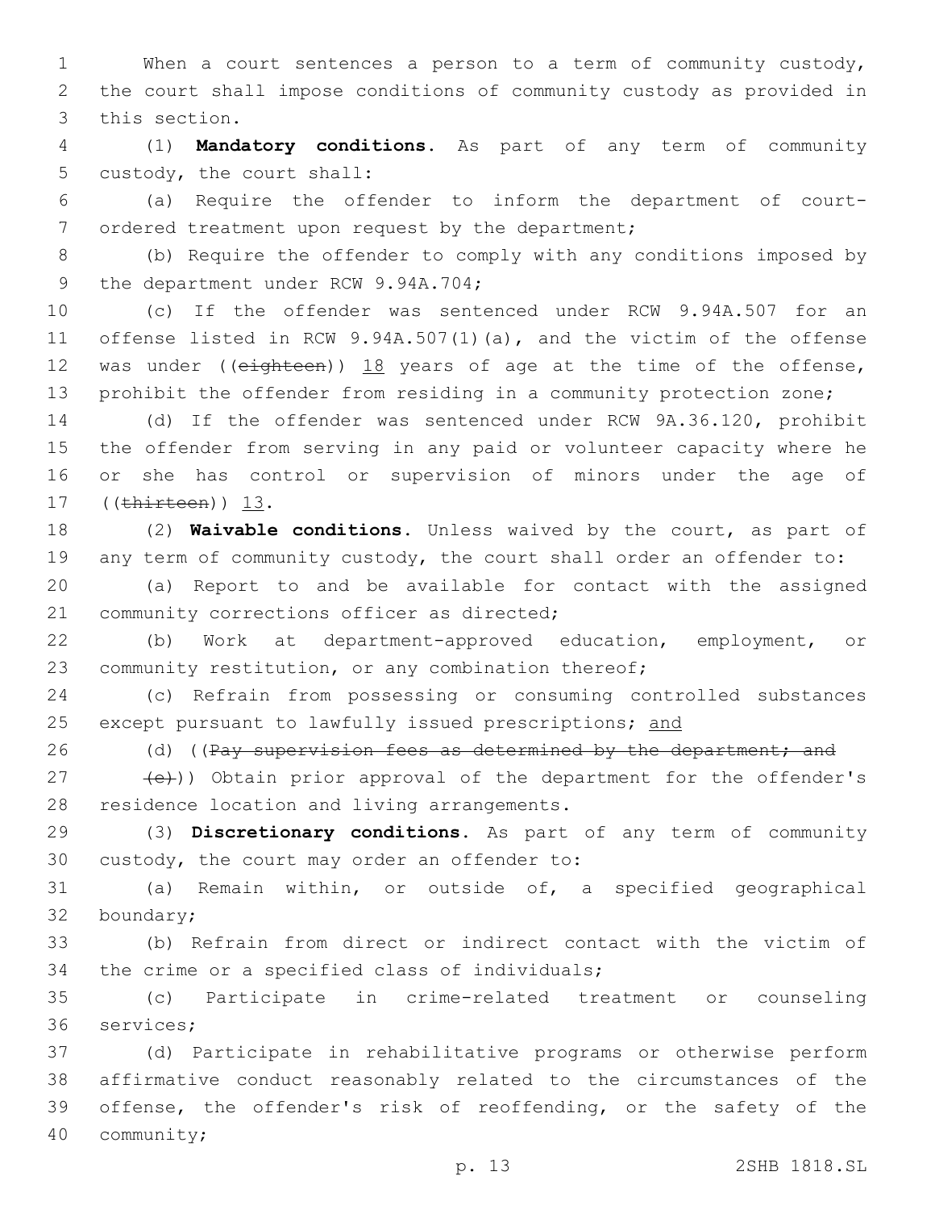When a court sentences a person to a term of community custody, the court shall impose conditions of community custody as provided in this section.

(1) **Mandatory conditions.** As part of any term of community custody, the court shall:

(a) Require the offender to inform the department of court-ordered treatment upon request by the department;

(b) Require the offender to comply with any conditions imposed by the department under RCW 9.94A.704;

(c) If the offender was sentenced under RCW 9.94A.507 for an offense listed in RCW 9.94A.507(1)(a), and the victim of the offense was under ((~~eighteen~~)) <u>18</u> years of age at the time of the offense, prohibit the offender from residing in a community protection zone;

(d) If the offender was sentenced under RCW 9A.36.120, prohibit the offender from serving in any paid or volunteer capacity where he or she has control or supervision of minors under the age of ((~~thirteen~~)) <u>13</u>.

(2) **Waivable conditions.** Unless waived by the court, as part of any term of community custody, the court shall order an offender to:

(a) Report to and be available for contact with the assigned community corrections officer as directed;

(b) Work at department-approved education, employment, or community restitution, or any combination thereof;

(c) Refrain from possessing or consuming controlled substances except pursuant to lawfully issued prescriptions; <u>and</u>

(d) ((~~Pay supervision fees as determined by the department; and~~

~~(e)~~)) Obtain prior approval of the department for the offender's residence location and living arrangements.

(3) **Discretionary conditions.** As part of any term of community custody, the court may order an offender to:

(a) Remain within, or outside of, a specified geographical boundary;

(b) Refrain from direct or indirect contact with the victim of the crime or a specified class of individuals;

(c) Participate in crime-related treatment or counseling services;

(d) Participate in rehabilitative programs or otherwise perform affirmative conduct reasonably related to the circumstances of the offense, the offender's risk of reoffending, or the safety of the community;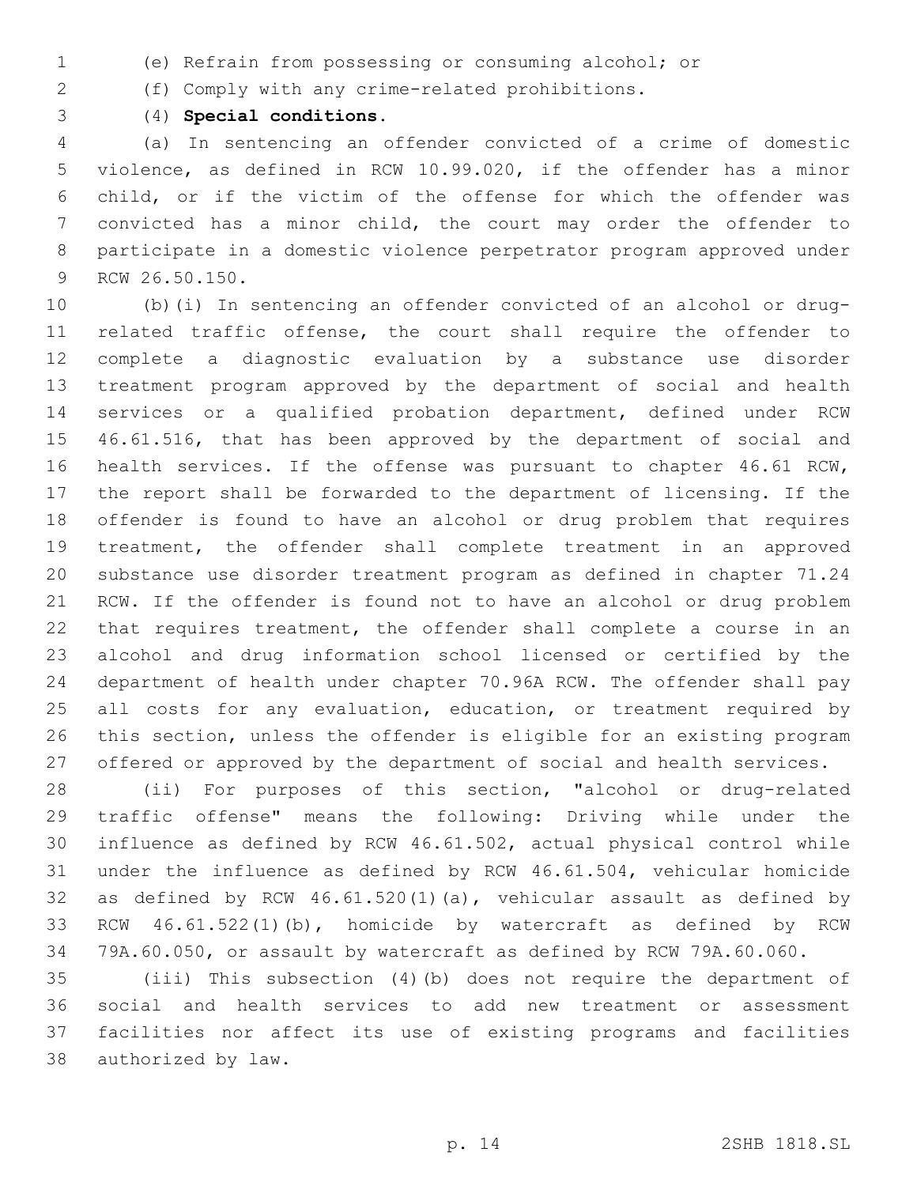(e) Refrain from possessing or consuming alcohol; or

(f) Comply with any crime-related prohibitions.

(4) **Special conditions.**

(a) In sentencing an offender convicted of a crime of domestic violence, as defined in RCW 10.99.020, if the offender has a minor child, or if the victim of the offense for which the offender was convicted has a minor child, the court may order the offender to participate in a domestic violence perpetrator program approved under RCW 26.50.150.

(b)(i) In sentencing an offender convicted of an alcohol or drug-related traffic offense, the court shall require the offender to complete a diagnostic evaluation by a substance use disorder treatment program approved by the department of social and health services or a qualified probation department, defined under RCW 46.61.516, that has been approved by the department of social and health services. If the offense was pursuant to chapter 46.61 RCW, the report shall be forwarded to the department of licensing. If the offender is found to have an alcohol or drug problem that requires treatment, the offender shall complete treatment in an approved substance use disorder treatment program as defined in chapter 71.24 RCW. If the offender is found not to have an alcohol or drug problem that requires treatment, the offender shall complete a course in an alcohol and drug information school licensed or certified by the department of health under chapter 70.96A RCW. The offender shall pay all costs for any evaluation, education, or treatment required by this section, unless the offender is eligible for an existing program offered or approved by the department of social and health services.

(ii) For purposes of this section, "alcohol or drug-related traffic offense" means the following: Driving while under the influence as defined by RCW 46.61.502, actual physical control while under the influence as defined by RCW 46.61.504, vehicular homicide as defined by RCW 46.61.520(1)(a), vehicular assault as defined by RCW 46.61.522(1)(b), homicide by watercraft as defined by RCW 79A.60.050, or assault by watercraft as defined by RCW 79A.60.060.

(iii) This subsection (4)(b) does not require the department of social and health services to add new treatment or assessment facilities nor affect its use of existing programs and facilities authorized by law.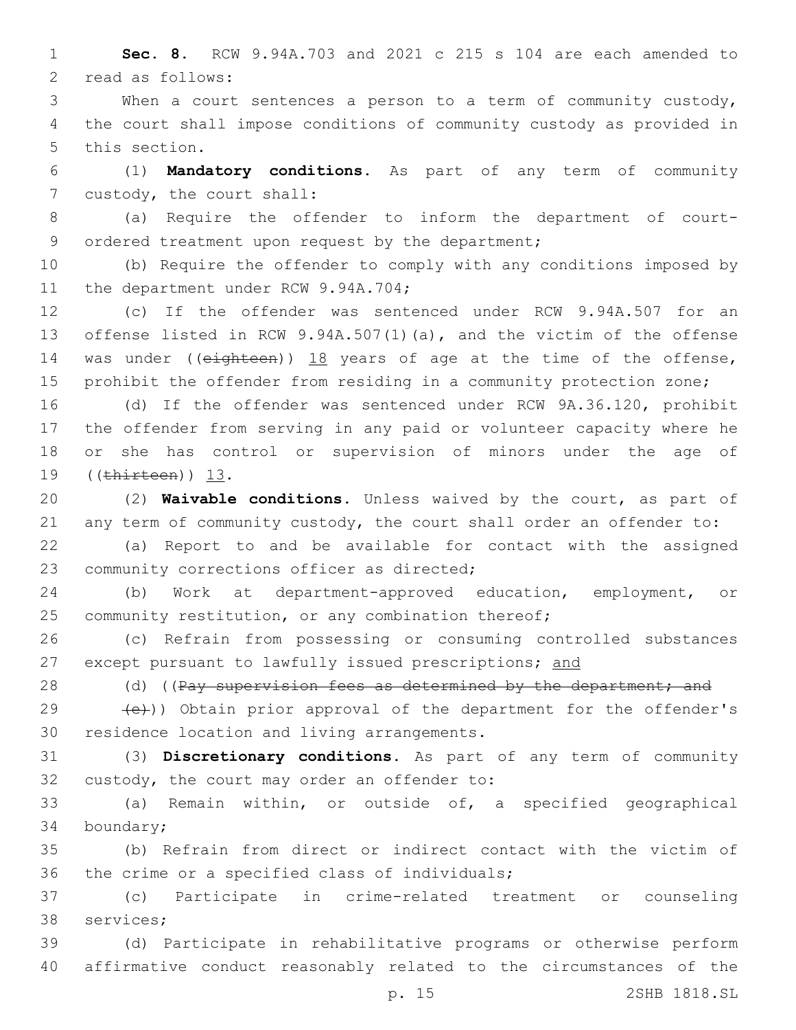**Sec. 8.** RCW 9.94A.703 and 2021 c 215 s 104 are each amended to read as follows:

When a court sentences a person to a term of community custody, the court shall impose conditions of community custody as provided in this section.

(1) **Mandatory conditions.** As part of any term of community custody, the court shall:

(a) Require the offender to inform the department of court-ordered treatment upon request by the department;

(b) Require the offender to comply with any conditions imposed by the department under RCW 9.94A.704;

(c) If the offender was sentenced under RCW 9.94A.507 for an offense listed in RCW 9.94A.507(1)(a), and the victim of the offense was under ((~~eighteen~~)) 18 years of age at the time of the offense, prohibit the offender from residing in a community protection zone;

(d) If the offender was sentenced under RCW 9A.36.120, prohibit the offender from serving in any paid or volunteer capacity where he or she has control or supervision of minors under the age of ((~~thirteen~~)) 13.

(2) **Waivable conditions.** Unless waived by the court, as part of any term of community custody, the court shall order an offender to:

(a) Report to and be available for contact with the assigned community corrections officer as directed;

(b) Work at department-approved education, employment, or community restitution, or any combination thereof;

(c) Refrain from possessing or consuming controlled substances except pursuant to lawfully issued prescriptions; and

(d) ((~~Pay supervision fees as determined by the department; and~~

~~(e)~~)) Obtain prior approval of the department for the offender's residence location and living arrangements.

(3) **Discretionary conditions.** As part of any term of community custody, the court may order an offender to:

(a) Remain within, or outside of, a specified geographical boundary;

(b) Refrain from direct or indirect contact with the victim of the crime or a specified class of individuals;

(c) Participate in crime-related treatment or counseling services;

(d) Participate in rehabilitative programs or otherwise perform affirmative conduct reasonably related to the circumstances of the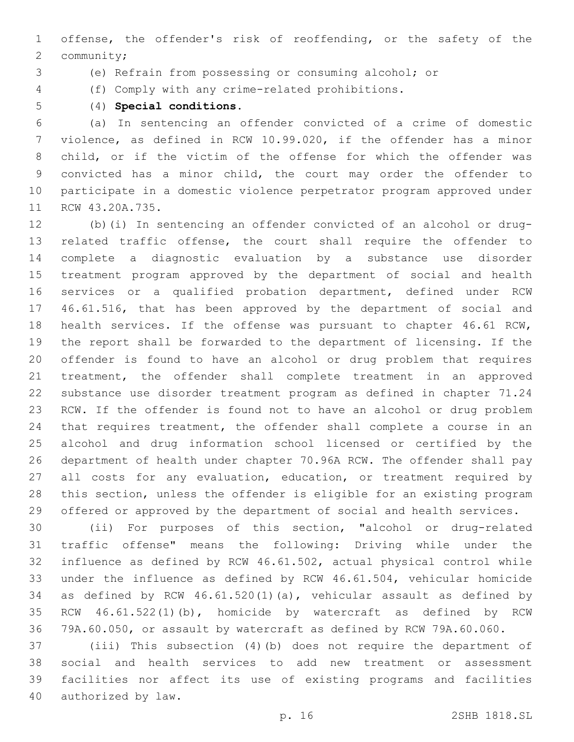offense, the offender's risk of reoffending, or the safety of the community;

(e) Refrain from possessing or consuming alcohol; or

(f) Comply with any crime-related prohibitions.

(4) **Special conditions.**

(a) In sentencing an offender convicted of a crime of domestic violence, as defined in RCW 10.99.020, if the offender has a minor child, or if the victim of the offense for which the offender was convicted has a minor child, the court may order the offender to participate in a domestic violence perpetrator program approved under RCW 43.20A.735.

(b)(i) In sentencing an offender convicted of an alcohol or drug-related traffic offense, the court shall require the offender to complete a diagnostic evaluation by a substance use disorder treatment program approved by the department of social and health services or a qualified probation department, defined under RCW 46.61.516, that has been approved by the department of social and health services. If the offense was pursuant to chapter 46.61 RCW, the report shall be forwarded to the department of licensing. If the offender is found to have an alcohol or drug problem that requires treatment, the offender shall complete treatment in an approved substance use disorder treatment program as defined in chapter 71.24 RCW. If the offender is found not to have an alcohol or drug problem that requires treatment, the offender shall complete a course in an alcohol and drug information school licensed or certified by the department of health under chapter 70.96A RCW. The offender shall pay all costs for any evaluation, education, or treatment required by this section, unless the offender is eligible for an existing program offered or approved by the department of social and health services.

(ii) For purposes of this section, "alcohol or drug-related traffic offense" means the following: Driving while under the influence as defined by RCW 46.61.502, actual physical control while under the influence as defined by RCW 46.61.504, vehicular homicide as defined by RCW 46.61.520(1)(a), vehicular assault as defined by RCW 46.61.522(1)(b), homicide by watercraft as defined by RCW 79A.60.050, or assault by watercraft as defined by RCW 79A.60.060.

(iii) This subsection (4)(b) does not require the department of social and health services to add new treatment or assessment facilities nor affect its use of existing programs and facilities authorized by law.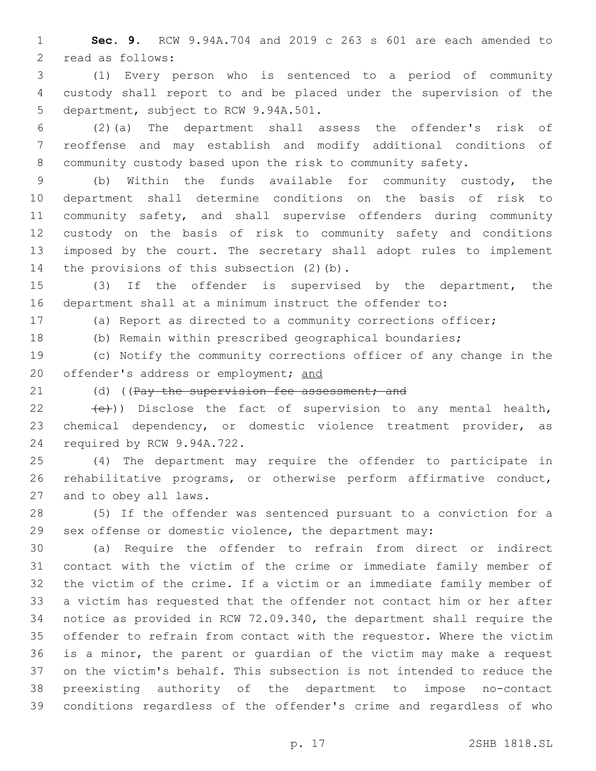**Sec. 9.** RCW 9.94A.704 and 2019 c 263 s 601 are each amended to read as follows:

(1) Every person who is sentenced to a period of community custody shall report to and be placed under the supervision of the department, subject to RCW 9.94A.501.

(2)(a) The department shall assess the offender's risk of reoffense and may establish and modify additional conditions of community custody based upon the risk to community safety.

(b) Within the funds available for community custody, the department shall determine conditions on the basis of risk to community safety, and shall supervise offenders during community custody on the basis of risk to community safety and conditions imposed by the court. The secretary shall adopt rules to implement the provisions of this subsection (2)(b).

(3) If the offender is supervised by the department, the department shall at a minimum instruct the offender to:

(a) Report as directed to a community corrections officer;

(b) Remain within prescribed geographical boundaries;

(c) Notify the community corrections officer of any change in the offender's address or employment; and

(d) ((~~Pay the supervision fee assessment; and~~

~~(e)~~)) Disclose the fact of supervision to any mental health, chemical dependency, or domestic violence treatment provider, as required by RCW 9.94A.722.

(4) The department may require the offender to participate in rehabilitative programs, or otherwise perform affirmative conduct, and to obey all laws.

(5) If the offender was sentenced pursuant to a conviction for a sex offense or domestic violence, the department may:

(a) Require the offender to refrain from direct or indirect contact with the victim of the crime or immediate family member of the victim of the crime. If a victim or an immediate family member of a victim has requested that the offender not contact him or her after notice as provided in RCW 72.09.340, the department shall require the offender to refrain from contact with the requestor. Where the victim is a minor, the parent or guardian of the victim may make a request on the victim's behalf. This subsection is not intended to reduce the preexisting authority of the department to impose no-contact conditions regardless of the offender's crime and regardless of who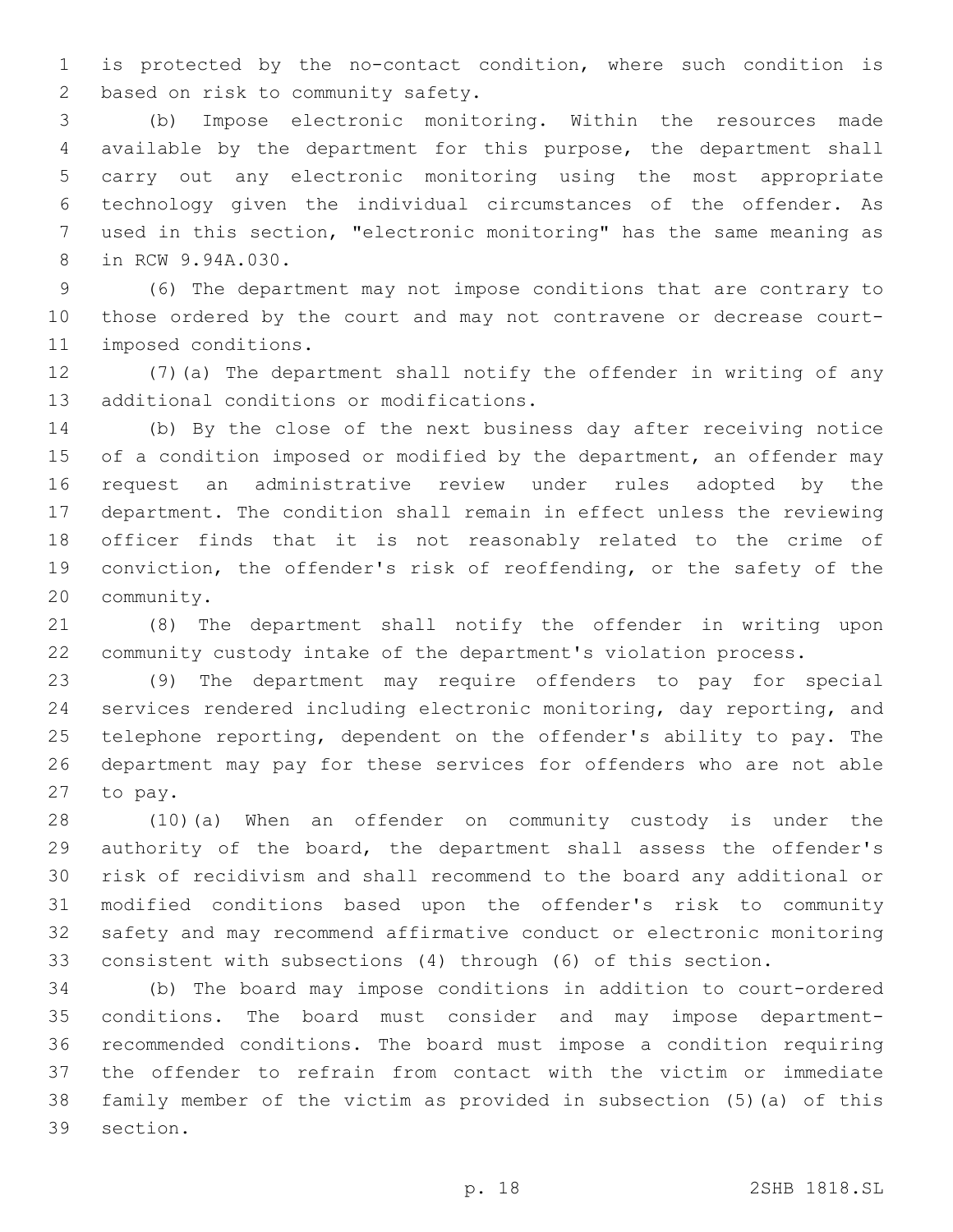is protected by the no-contact condition, where such condition is based on risk to community safety.

(b) Impose electronic monitoring. Within the resources made available by the department for this purpose, the department shall carry out any electronic monitoring using the most appropriate technology given the individual circumstances of the offender. As used in this section, "electronic monitoring" has the same meaning as in RCW 9.94A.030.

(6) The department may not impose conditions that are contrary to those ordered by the court and may not contravene or decrease court-imposed conditions.

(7)(a) The department shall notify the offender in writing of any additional conditions or modifications.

(b) By the close of the next business day after receiving notice of a condition imposed or modified by the department, an offender may request an administrative review under rules adopted by the department. The condition shall remain in effect unless the reviewing officer finds that it is not reasonably related to the crime of conviction, the offender's risk of reoffending, or the safety of the community.

(8) The department shall notify the offender in writing upon community custody intake of the department's violation process.

(9) The department may require offenders to pay for special services rendered including electronic monitoring, day reporting, and telephone reporting, dependent on the offender's ability to pay. The department may pay for these services for offenders who are not able to pay.

(10)(a) When an offender on community custody is under the authority of the board, the department shall assess the offender's risk of recidivism and shall recommend to the board any additional or modified conditions based upon the offender's risk to community safety and may recommend affirmative conduct or electronic monitoring consistent with subsections (4) through (6) of this section.

(b) The board may impose conditions in addition to court-ordered conditions. The board must consider and may impose department-recommended conditions. The board must impose a condition requiring the offender to refrain from contact with the victim or immediate family member of the victim as provided in subsection (5)(a) of this section.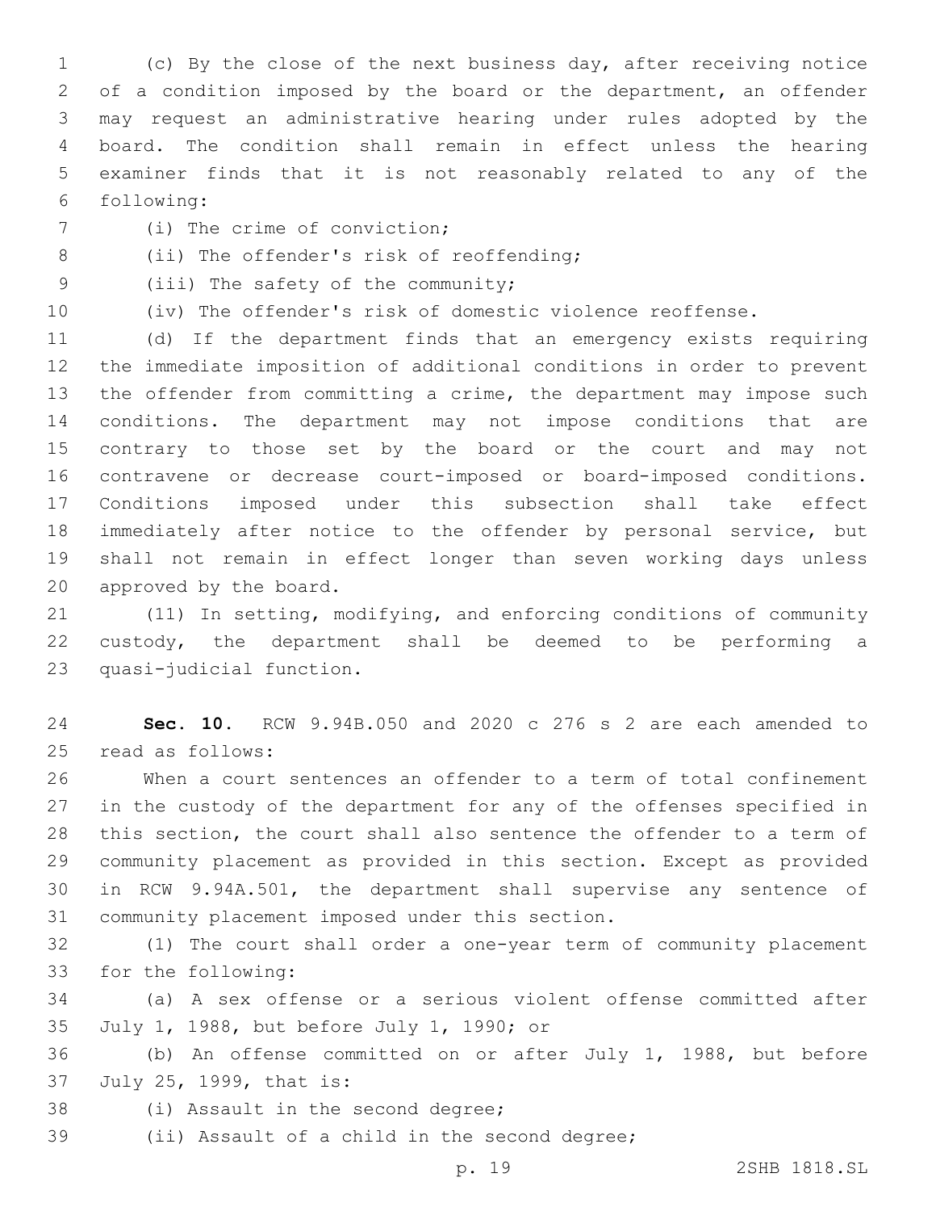(c) By the close of the next business day, after receiving notice of a condition imposed by the board or the department, an offender may request an administrative hearing under rules adopted by the board. The condition shall remain in effect unless the hearing examiner finds that it is not reasonably related to any of the following:

(i) The crime of conviction;

(ii) The offender's risk of reoffending;

(iii) The safety of the community;

(iv) The offender's risk of domestic violence reoffense.

(d) If the department finds that an emergency exists requiring the immediate imposition of additional conditions in order to prevent the offender from committing a crime, the department may impose such conditions. The department may not impose conditions that are contrary to those set by the board or the court and may not contravene or decrease court-imposed or board-imposed conditions. Conditions imposed under this subsection shall take effect immediately after notice to the offender by personal service, but shall not remain in effect longer than seven working days unless approved by the board.

(11) In setting, modifying, and enforcing conditions of community custody, the department shall be deemed to be performing a quasi-judicial function.

**Sec. 10.** RCW 9.94B.050 and 2020 c 276 s 2 are each amended to read as follows:

When a court sentences an offender to a term of total confinement in the custody of the department for any of the offenses specified in this section, the court shall also sentence the offender to a term of community placement as provided in this section. Except as provided in RCW 9.94A.501, the department shall supervise any sentence of community placement imposed under this section.

(1) The court shall order a one-year term of community placement for the following:

(a) A sex offense or a serious violent offense committed after July 1, 1988, but before July 1, 1990; or

(b) An offense committed on or after July 1, 1988, but before July 25, 1999, that is:

(i) Assault in the second degree;

(ii) Assault of a child in the second degree;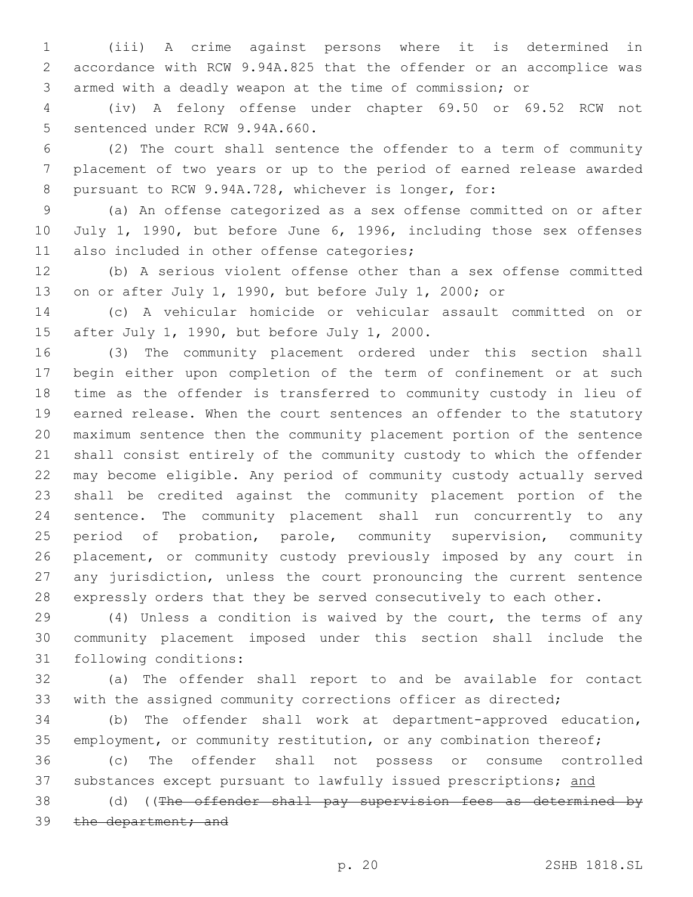(iii) A crime against persons where it is determined in accordance with RCW 9.94A.825 that the offender or an accomplice was armed with a deadly weapon at the time of commission; or

(iv) A felony offense under chapter 69.50 or 69.52 RCW not sentenced under RCW 9.94A.660.

(2) The court shall sentence the offender to a term of community placement of two years or up to the period of earned release awarded pursuant to RCW 9.94A.728, whichever is longer, for:

(a) An offense categorized as a sex offense committed on or after July 1, 1990, but before June 6, 1996, including those sex offenses also included in other offense categories;

(b) A serious violent offense other than a sex offense committed on or after July 1, 1990, but before July 1, 2000; or

(c) A vehicular homicide or vehicular assault committed on or after July 1, 1990, but before July 1, 2000.

(3) The community placement ordered under this section shall begin either upon completion of the term of confinement or at such time as the offender is transferred to community custody in lieu of earned release. When the court sentences an offender to the statutory maximum sentence then the community placement portion of the sentence shall consist entirely of the community custody to which the offender may become eligible. Any period of community custody actually served shall be credited against the community placement portion of the sentence. The community placement shall run concurrently to any period of probation, parole, community supervision, community placement, or community custody previously imposed by any court in any jurisdiction, unless the court pronouncing the current sentence expressly orders that they be served consecutively to each other.

(4) Unless a condition is waived by the court, the terms of any community placement imposed under this section shall include the following conditions:

(a) The offender shall report to and be available for contact with the assigned community corrections officer as directed;

(b) The offender shall work at department-approved education, employment, or community restitution, or any combination thereof;

(c) The offender shall not possess or consume controlled substances except pursuant to lawfully issued prescriptions; and

(d) ((~~The offender shall pay supervision fees as determined by the department; and~~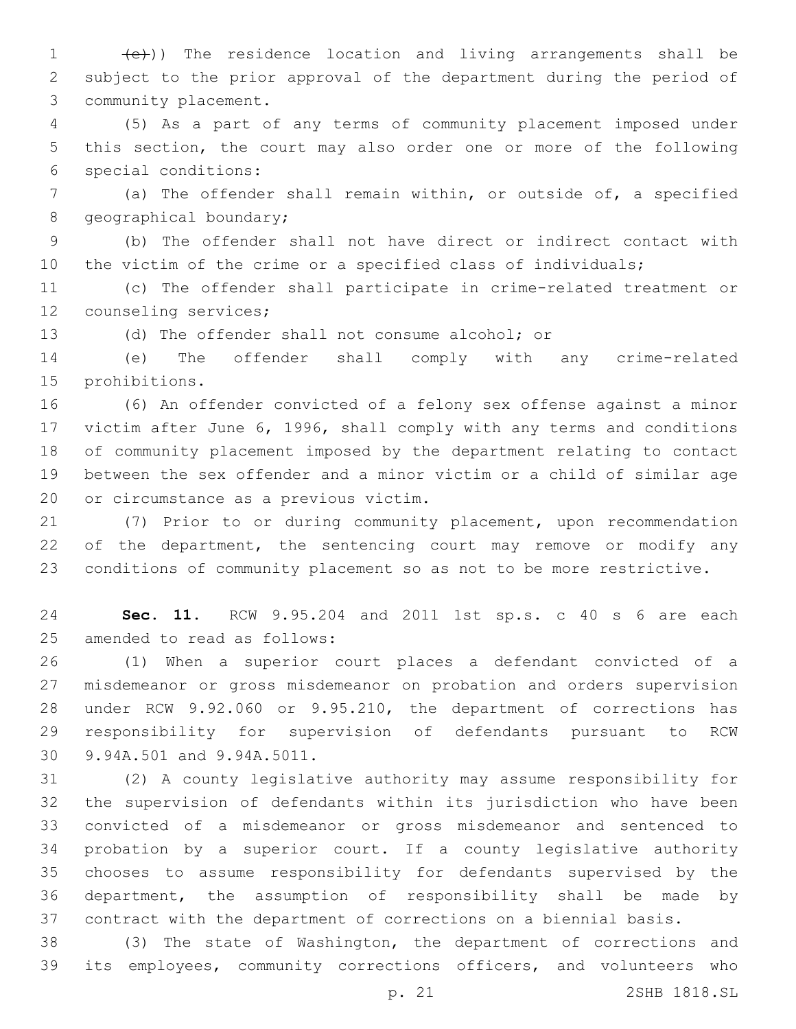~~(e)~~)) The residence location and living arrangements shall be subject to the prior approval of the department during the period of community placement.

(5) As a part of any terms of community placement imposed under this section, the court may also order one or more of the following special conditions:

(a) The offender shall remain within, or outside of, a specified geographical boundary;

(b) The offender shall not have direct or indirect contact with the victim of the crime or a specified class of individuals;

(c) The offender shall participate in crime-related treatment or counseling services;

(d) The offender shall not consume alcohol; or

(e) The offender shall comply with any crime-related prohibitions.

(6) An offender convicted of a felony sex offense against a minor victim after June 6, 1996, shall comply with any terms and conditions of community placement imposed by the department relating to contact between the sex offender and a minor victim or a child of similar age or circumstance as a previous victim.

(7) Prior to or during community placement, upon recommendation of the department, the sentencing court may remove or modify any conditions of community placement so as not to be more restrictive.

**Sec. 11.** RCW 9.95.204 and 2011 1st sp.s. c 40 s 6 are each amended to read as follows:

(1) When a superior court places a defendant convicted of a misdemeanor or gross misdemeanor on probation and orders supervision under RCW 9.92.060 or 9.95.210, the department of corrections has responsibility for supervision of defendants pursuant to RCW 9.94A.501 and 9.94A.5011.

(2) A county legislative authority may assume responsibility for the supervision of defendants within its jurisdiction who have been convicted of a misdemeanor or gross misdemeanor and sentenced to probation by a superior court. If a county legislative authority chooses to assume responsibility for defendants supervised by the department, the assumption of responsibility shall be made by contract with the department of corrections on a biennial basis.

(3) The state of Washington, the department of corrections and its employees, community corrections officers, and volunteers who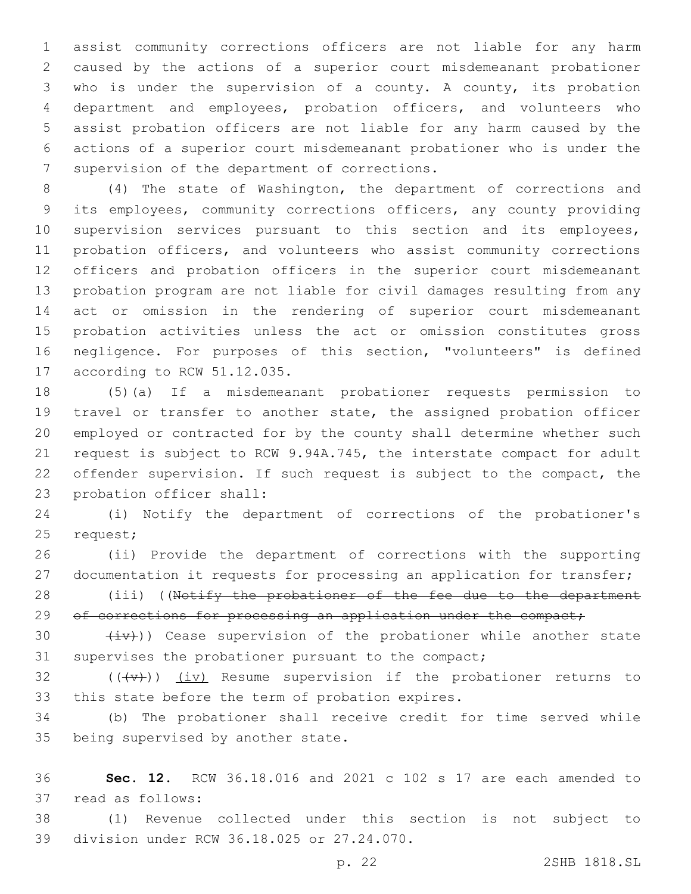assist community corrections officers are not liable for any harm caused by the actions of a superior court misdemeanant probationer who is under the supervision of a county. A county, its probation department and employees, probation officers, and volunteers who assist probation officers are not liable for any harm caused by the actions of a superior court misdemeanant probationer who is under the supervision of the department of corrections.

(4) The state of Washington, the department of corrections and its employees, community corrections officers, any county providing supervision services pursuant to this section and its employees, probation officers, and volunteers who assist community corrections officers and probation officers in the superior court misdemeanant probation program are not liable for civil damages resulting from any act or omission in the rendering of superior court misdemeanant probation activities unless the act or omission constitutes gross negligence. For purposes of this section, "volunteers" is defined according to RCW 51.12.035.

(5)(a) If a misdemeanant probationer requests permission to travel or transfer to another state, the assigned probation officer employed or contracted for by the county shall determine whether such request is subject to RCW 9.94A.745, the interstate compact for adult offender supervision. If such request is subject to the compact, the probation officer shall:

(i) Notify the department of corrections of the probationer's request;

(ii) Provide the department of corrections with the supporting documentation it requests for processing an application for transfer;

(iii) ((~~Notify the probationer of the fee due to the department of corrections for processing an application under the compact;~~

~~(iv)~~)) Cease supervision of the probationer while another state supervises the probationer pursuant to the compact;

((~~(v)~~)) <u>(iv)</u> Resume supervision if the probationer returns to this state before the term of probation expires.

(b) The probationer shall receive credit for time served while being supervised by another state.

**Sec. 12.** RCW 36.18.016 and 2021 c 102 s 17 are each amended to read as follows:

(1) Revenue collected under this section is not subject to division under RCW 36.18.025 or 27.24.070.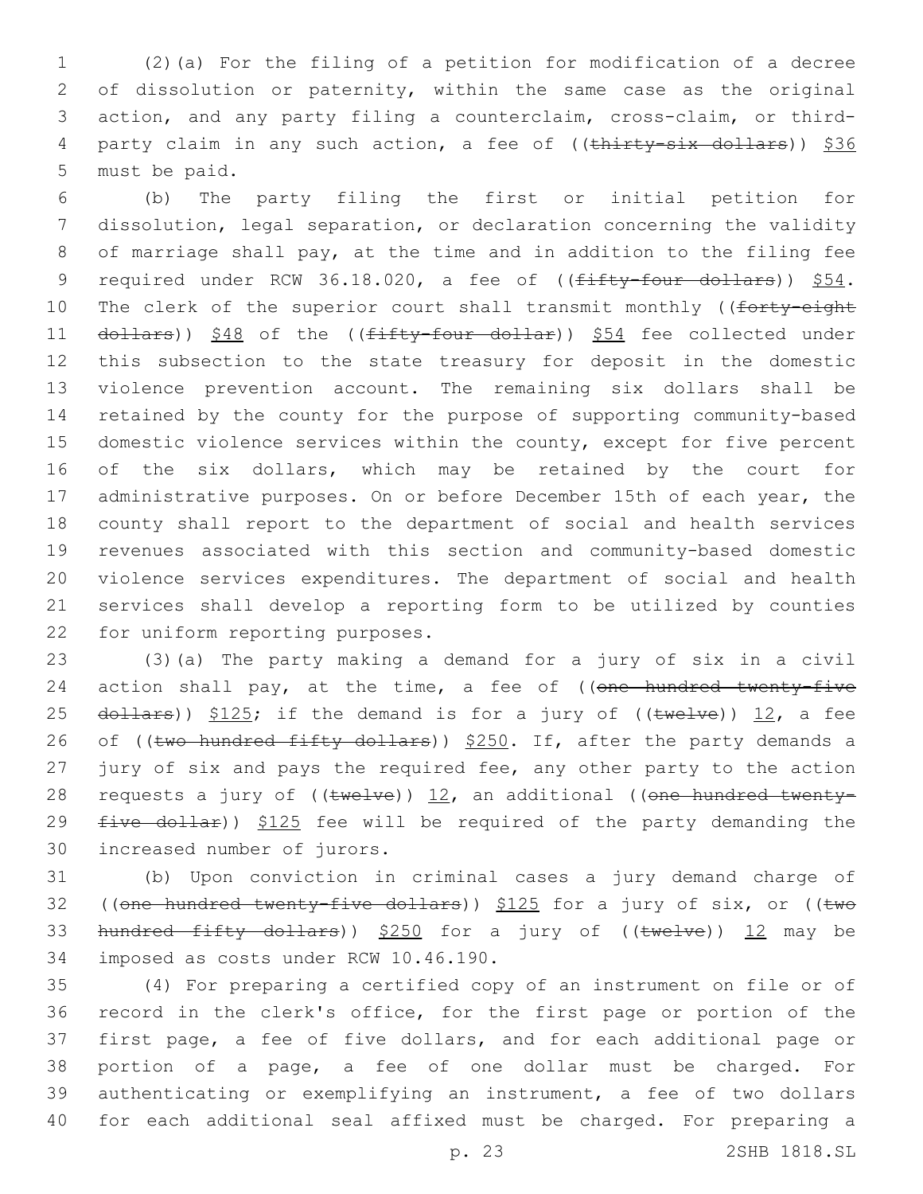(2)(a) For the filing of a petition for modification of a decree of dissolution or paternity, within the same case as the original action, and any party filing a counterclaim, cross-claim, or third-party claim in any such action, a fee of ((~~thirty-six dollars~~)) $36 must be paid.

(b) The party filing the first or initial petition for dissolution, legal separation, or declaration concerning the validity of marriage shall pay, at the time and in addition to the filing fee required under RCW 36.18.020, a fee of ((~~fifty-four dollars~~)) $54. The clerk of the superior court shall transmit monthly ((~~forty-eight dollars~~)) $48 of the ((~~fifty-four dollar~~)) $54 fee collected under this subsection to the state treasury for deposit in the domestic violence prevention account. The remaining six dollars shall be retained by the county for the purpose of supporting community-based domestic violence services within the county, except for five percent of the six dollars, which may be retained by the court for administrative purposes. On or before December 15th of each year, the county shall report to the department of social and health services revenues associated with this section and community-based domestic violence services expenditures. The department of social and health services shall develop a reporting form to be utilized by counties for uniform reporting purposes.

(3)(a) The party making a demand for a jury of six in a civil action shall pay, at the time, a fee of ((~~one hundred twenty-five dollars~~)) $125; if the demand is for a jury of ((~~twelve~~)) 12, a fee of ((~~two hundred fifty dollars~~)) $250. If, after the party demands a jury of six and pays the required fee, any other party to the action requests a jury of ((~~twelve~~)) 12, an additional ((~~one hundred twenty-five dollar~~)) $125 fee will be required of the party demanding the increased number of jurors.

(b) Upon conviction in criminal cases a jury demand charge of ((~~one hundred twenty-five dollars~~)) $125 for a jury of six, or ((~~two hundred fifty dollars~~)) $250 for a jury of ((~~twelve~~)) 12 may be imposed as costs under RCW 10.46.190.

(4) For preparing a certified copy of an instrument on file or of record in the clerk's office, for the first page or portion of the first page, a fee of five dollars, and for each additional page or portion of a page, a fee of one dollar must be charged. For authenticating or exemplifying an instrument, a fee of two dollars for each additional seal affixed must be charged. For preparing a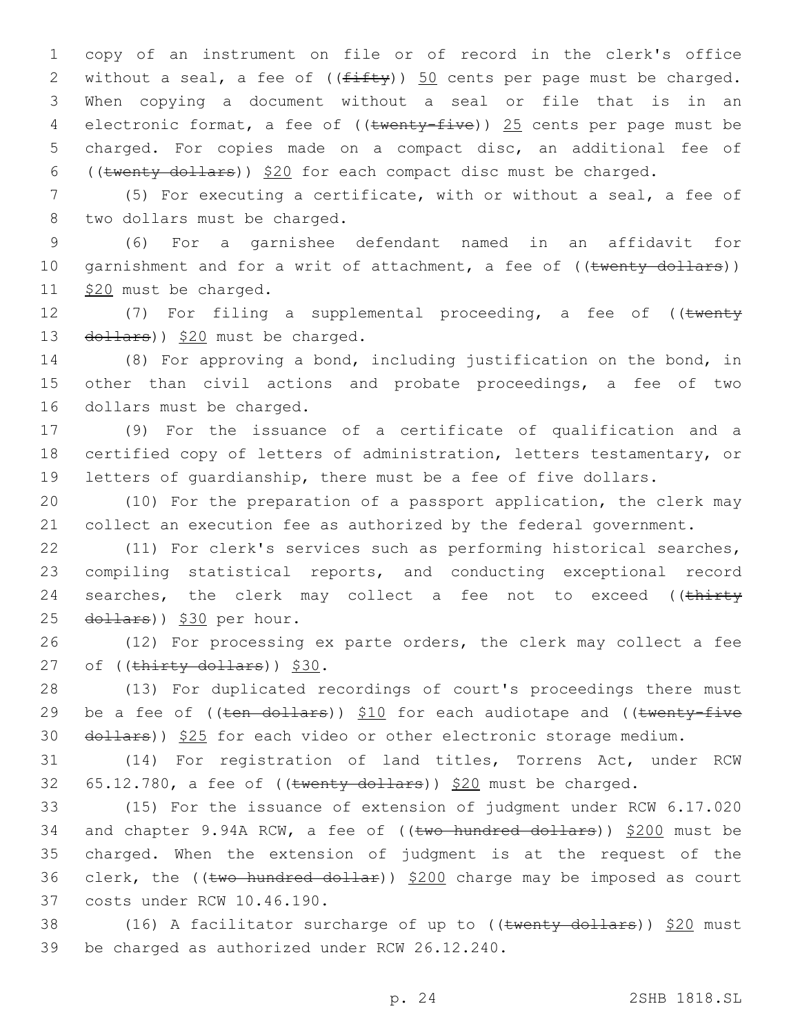copy of an instrument on file or of record in the clerk's office without a seal, a fee of ((~~fifty~~)) 50 cents per page must be charged. When copying a document without a seal or file that is in an electronic format, a fee of ((~~twenty-five~~)) 25 cents per page must be charged. For copies made on a compact disc, an additional fee of ((~~twenty dollars~~)) $20 for each compact disc must be charged.

(5) For executing a certificate, with or without a seal, a fee of two dollars must be charged.

(6) For a garnishee defendant named in an affidavit for garnishment and for a writ of attachment, a fee of ((~~twenty dollars~~)) $20 must be charged.

(7) For filing a supplemental proceeding, a fee of ((~~twenty dollars~~)) $20 must be charged.

(8) For approving a bond, including justification on the bond, in other than civil actions and probate proceedings, a fee of two dollars must be charged.

(9) For the issuance of a certificate of qualification and a certified copy of letters of administration, letters testamentary, or letters of guardianship, there must be a fee of five dollars.

(10) For the preparation of a passport application, the clerk may collect an execution fee as authorized by the federal government.

(11) For clerk's services such as performing historical searches, compiling statistical reports, and conducting exceptional record searches, the clerk may collect a fee not to exceed ((~~thirty dollars~~)) $30 per hour.

(12) For processing ex parte orders, the clerk may collect a fee of ((~~thirty dollars~~)) $30.

(13) For duplicated recordings of court's proceedings there must be a fee of ((~~ten dollars~~)) $10 for each audiotape and ((~~twenty-five dollars~~)) $25 for each video or other electronic storage medium.

(14) For registration of land titles, Torrens Act, under RCW 65.12.780, a fee of ((~~twenty dollars~~)) $20 must be charged.

(15) For the issuance of extension of judgment under RCW 6.17.020 and chapter 9.94A RCW, a fee of ((~~two hundred dollars~~)) $200 must be charged. When the extension of judgment is at the request of the clerk, the ((~~two hundred dollar~~)) $200 charge may be imposed as court costs under RCW 10.46.190.

(16) A facilitator surcharge of up to ((~~twenty dollars~~)) $20 must be charged as authorized under RCW 26.12.240.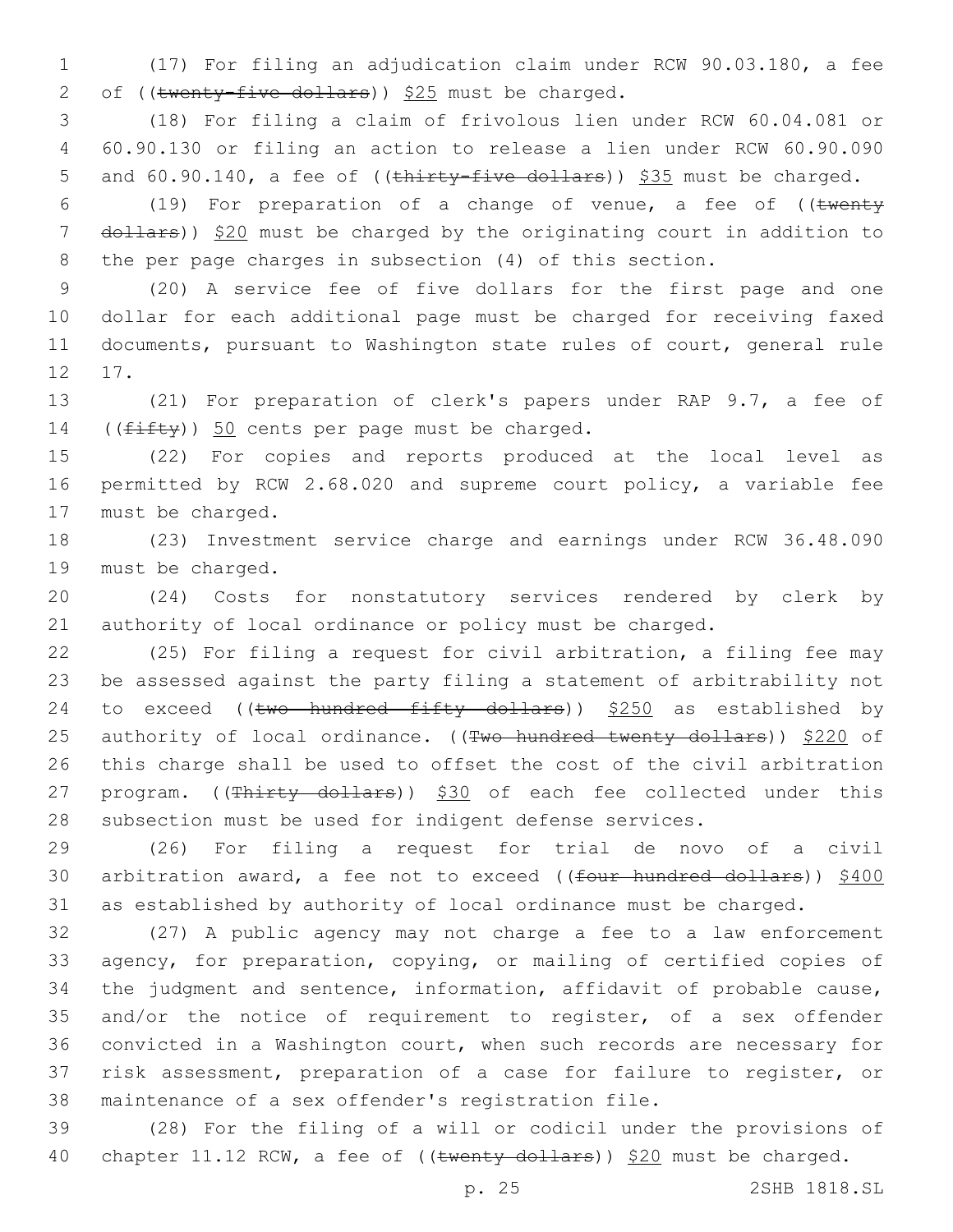(17) For filing an adjudication claim under RCW 90.03.180, a fee of ((~~twenty-five dollars~~)) $25 must be charged.

(18) For filing a claim of frivolous lien under RCW 60.04.081 or 60.90.130 or filing an action to release a lien under RCW 60.90.090 and 60.90.140, a fee of ((~~thirty-five dollars~~)) $35 must be charged.

(19) For preparation of a change of venue, a fee of ((~~twenty dollars~~)) $20 must be charged by the originating court in addition to the per page charges in subsection (4) of this section.

(20) A service fee of five dollars for the first page and one dollar for each additional page must be charged for receiving faxed documents, pursuant to Washington state rules of court, general rule 17.

(21) For preparation of clerk's papers under RAP 9.7, a fee of ((~~fifty~~)) 50 cents per page must be charged.

(22) For copies and reports produced at the local level as permitted by RCW 2.68.020 and supreme court policy, a variable fee must be charged.

(23) Investment service charge and earnings under RCW 36.48.090 must be charged.

(24) Costs for nonstatutory services rendered by clerk by authority of local ordinance or policy must be charged.

(25) For filing a request for civil arbitration, a filing fee may be assessed against the party filing a statement of arbitrability not to exceed ((~~two hundred fifty dollars~~)) $250 as established by authority of local ordinance. ((~~Two hundred twenty dollars~~)) $220 of this charge shall be used to offset the cost of the civil arbitration program. ((~~Thirty dollars~~)) $30 of each fee collected under this subsection must be used for indigent defense services.

(26) For filing a request for trial de novo of a civil arbitration award, a fee not to exceed ((~~four hundred dollars~~)) $400 as established by authority of local ordinance must be charged.

(27) A public agency may not charge a fee to a law enforcement agency, for preparation, copying, or mailing of certified copies of the judgment and sentence, information, affidavit of probable cause, and/or the notice of requirement to register, of a sex offender convicted in a Washington court, when such records are necessary for risk assessment, preparation of a case for failure to register, or maintenance of a sex offender's registration file.

(28) For the filing of a will or codicil under the provisions of chapter 11.12 RCW, a fee of ((~~twenty dollars~~)) $20 must be charged.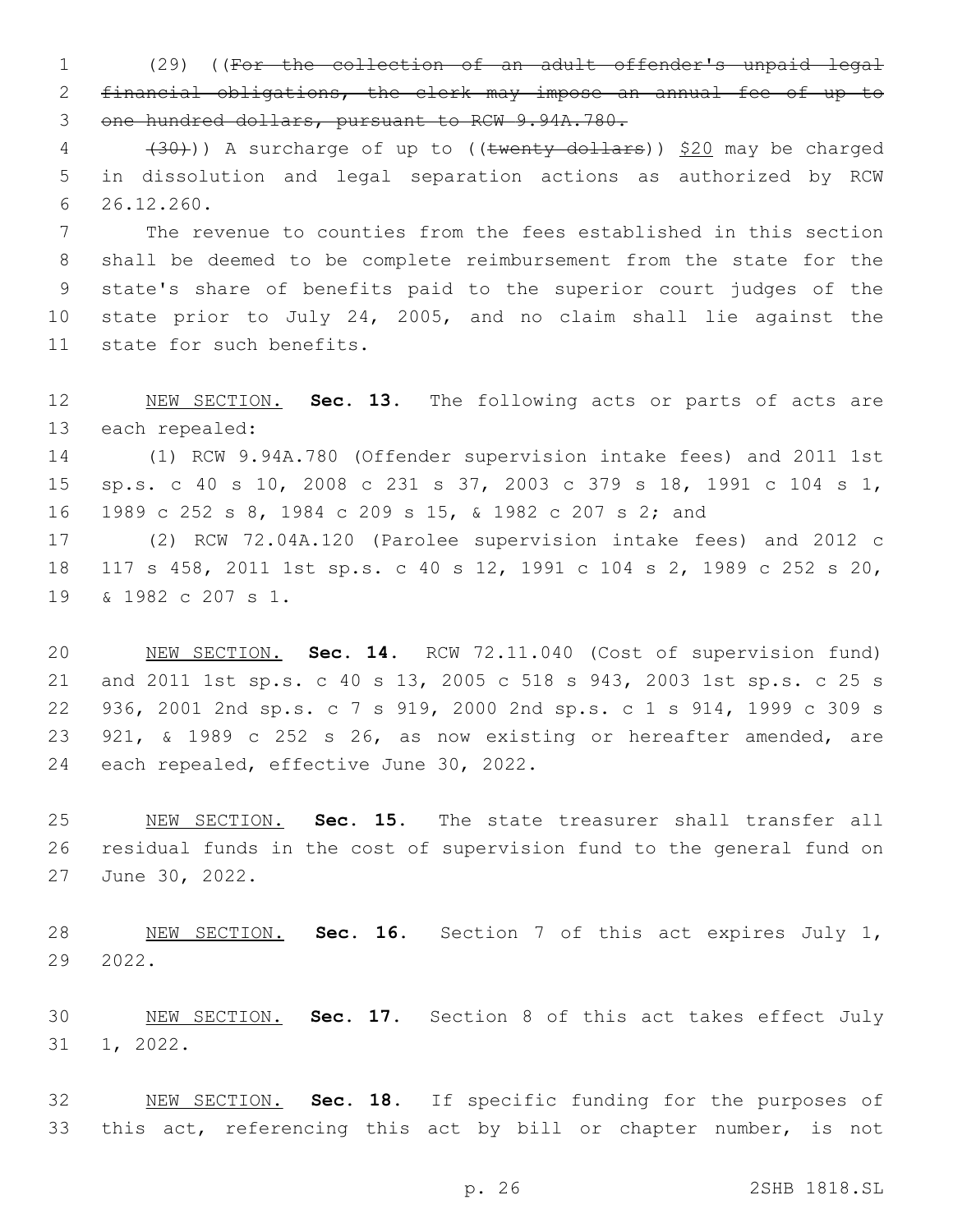(29) ((~~For the collection of an adult offender's unpaid legal financial obligations, the clerk may impose an annual fee of up to one hundred dollars, pursuant to RCW 9.94A.780.~~

~~(30)~~)) A surcharge of up to ((~~twenty dollars~~)) <u>$20</u> may be charged in dissolution and legal separation actions as authorized by RCW 26.12.260.

The revenue to counties from the fees established in this section shall be deemed to be complete reimbursement from the state for the state's share of benefits paid to the superior court judges of the state prior to July 24, 2005, and no claim shall lie against the state for such benefits.

<u>NEW SECTION.</u> **Sec. 13.** The following acts or parts of acts are each repealed:

(1) RCW 9.94A.780 (Offender supervision intake fees) and 2011 1st sp.s. c 40 s 10, 2008 c 231 s 37, 2003 c 379 s 18, 1991 c 104 s 1, 1989 c 252 s 8, 1984 c 209 s 15, & 1982 c 207 s 2; and

(2) RCW 72.04A.120 (Parolee supervision intake fees) and 2012 c 117 s 458, 2011 1st sp.s. c 40 s 12, 1991 c 104 s 2, 1989 c 252 s 20, & 1982 c 207 s 1.

<u>NEW SECTION.</u> **Sec. 14.** RCW 72.11.040 (Cost of supervision fund) and 2011 1st sp.s. c 40 s 13, 2005 c 518 s 943, 2003 1st sp.s. c 25 s 936, 2001 2nd sp.s. c 7 s 919, 2000 2nd sp.s. c 1 s 914, 1999 c 309 s 921, & 1989 c 252 s 26, as now existing or hereafter amended, are each repealed, effective June 30, 2022.

<u>NEW SECTION.</u> **Sec. 15.** The state treasurer shall transfer all residual funds in the cost of supervision fund to the general fund on June 30, 2022.

<u>NEW SECTION.</u> **Sec. 16.** Section 7 of this act expires July 1, 2022.

<u>NEW SECTION.</u> **Sec. 17.** Section 8 of this act takes effect July 1, 2022.

<u>NEW SECTION.</u> **Sec. 18.** If specific funding for the purposes of this act, referencing this act by bill or chapter number, is not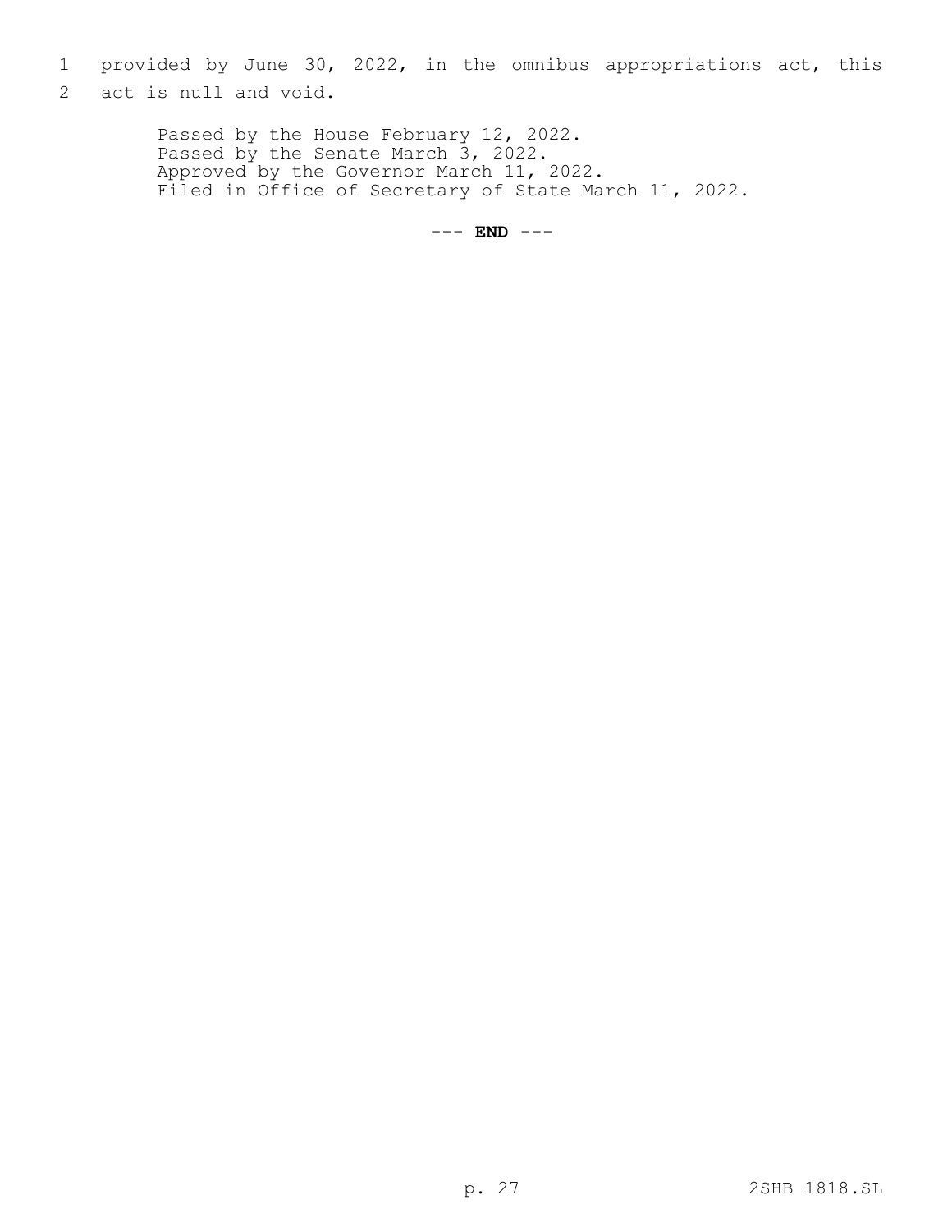provided by June 30, 2022, in the omnibus appropriations act, this act is null and void.

Passed by the House February 12, 2022.
Passed by the Senate March 3, 2022.
Approved by the Governor March 11, 2022.
Filed in Office of Secretary of State March 11, 2022.

**--- END ---**